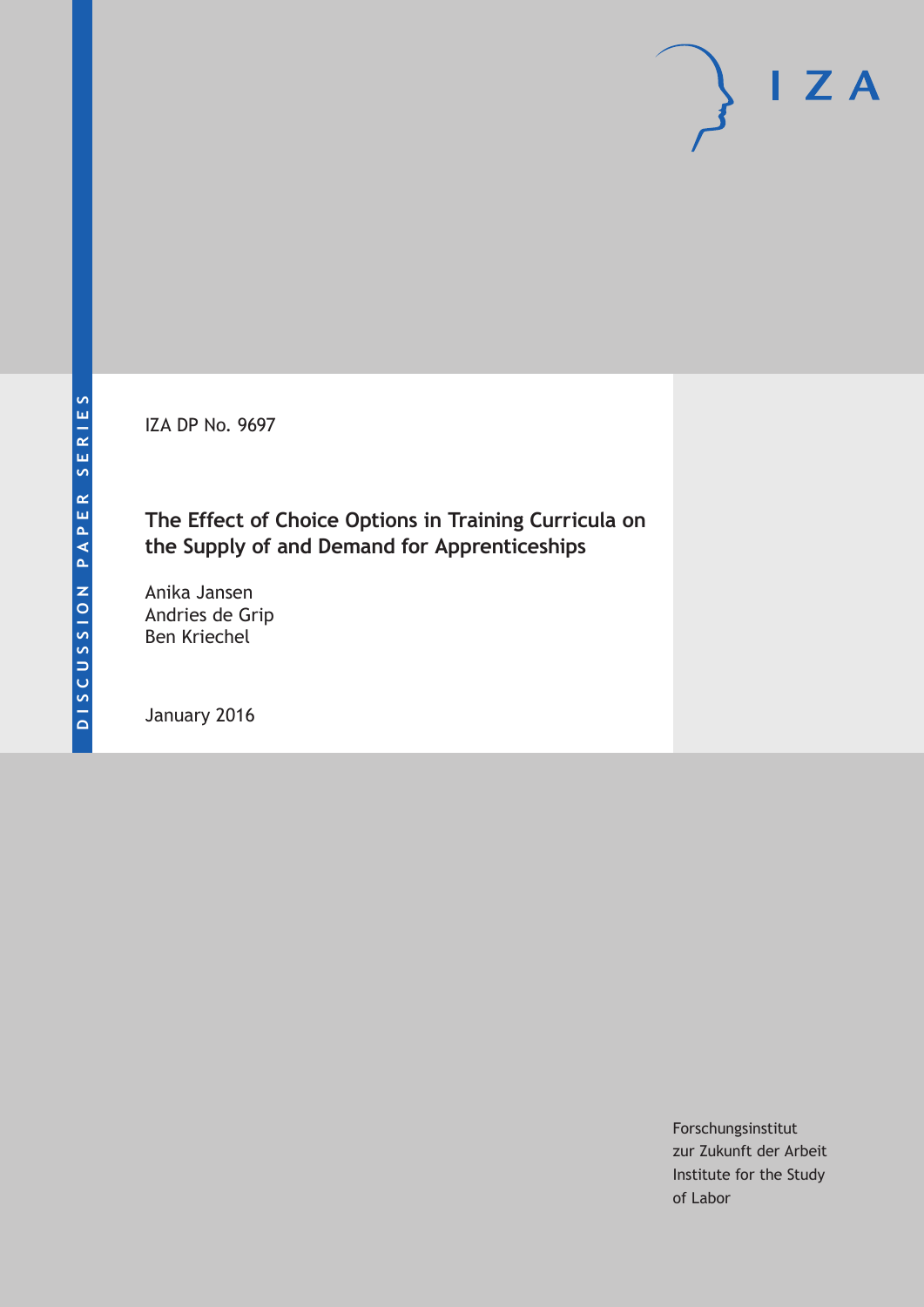DISCUSSION PAPER SERIES

IZA

IZA DP No. 9697

# The Effect of Choice Options in Training Curricula on the Supply of and Demand for Apprenticeships

Anika Jansen
Andries de Grip
Ben Kriechel

January 2016

Forschungsinstitut
zur Zukunft der Arbeit
Institute for the Study
of Labor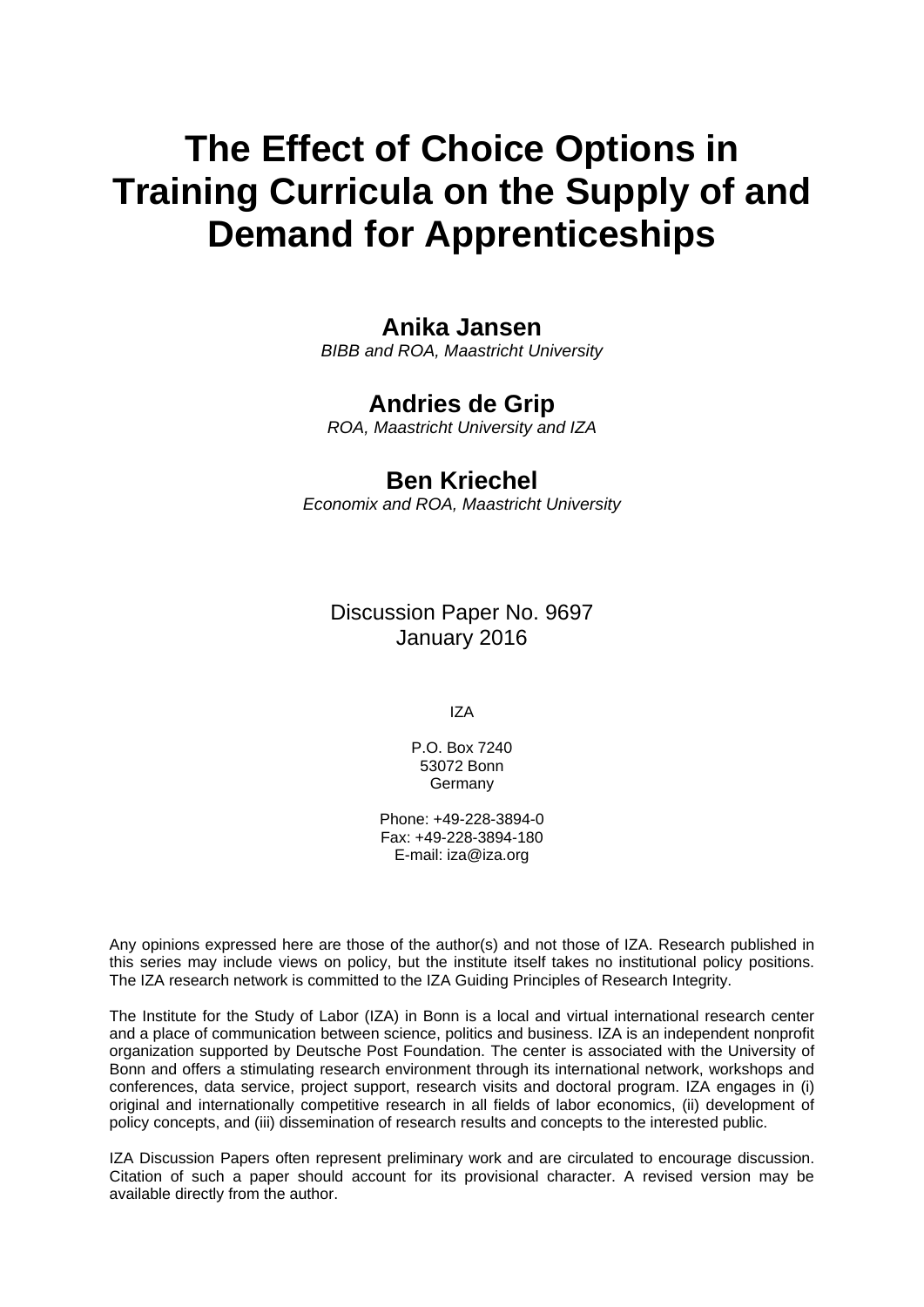# The Effect of Choice Options in Training Curricula on the Supply of and Demand for Apprenticeships

**Anika Jansen**

*BIBB and ROA, Maastricht University*

**Andries de Grip**

*ROA, Maastricht University and IZA*

**Ben Kriechel**

*Economix and ROA, Maastricht University*

Discussion Paper No. 9697
January 2016

IZA

P.O. Box 7240
53072 Bonn
Germany

Phone: +49-228-3894-0
Fax: +49-228-3894-180
E-mail: iza@iza.org

Any opinions expressed here are those of the author(s) and not those of IZA. Research published in this series may include views on policy, but the institute itself takes no institutional policy positions. The IZA research network is committed to the IZA Guiding Principles of Research Integrity.

The Institute for the Study of Labor (IZA) in Bonn is a local and virtual international research center and a place of communication between science, politics and business. IZA is an independent nonprofit organization supported by Deutsche Post Foundation. The center is associated with the University of Bonn and offers a stimulating research environment through its international network, workshops and conferences, data service, project support, research visits and doctoral program. IZA engages in (i) original and internationally competitive research in all fields of labor economics, (ii) development of policy concepts, and (iii) dissemination of research results and concepts to the interested public.

IZA Discussion Papers often represent preliminary work and are circulated to encourage discussion. Citation of such a paper should account for its provisional character. A revised version may be available directly from the author.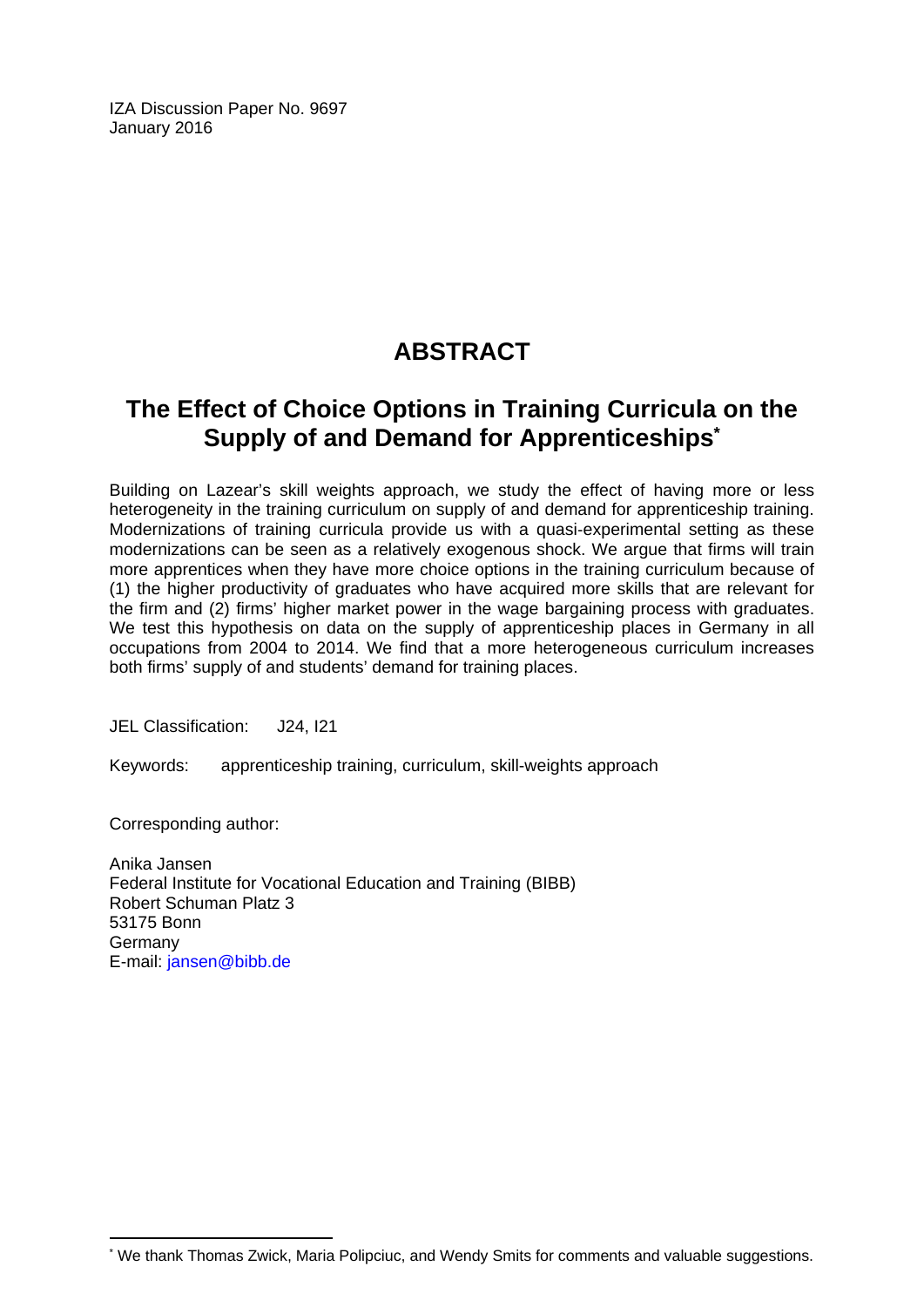IZA Discussion Paper No. 9697
January 2016

# ABSTRACT

## The Effect of Choice Options in Training Curricula on the Supply of and Demand for Apprenticeships*

Building on Lazear's skill weights approach, we study the effect of having more or less heterogeneity in the training curriculum on supply of and demand for apprenticeship training. Modernizations of training curricula provide us with a quasi-experimental setting as these modernizations can be seen as a relatively exogenous shock. We argue that firms will train more apprentices when they have more choice options in the training curriculum because of (1) the higher productivity of graduates who have acquired more skills that are relevant for the firm and (2) firms' higher market power in the wage bargaining process with graduates. We test this hypothesis on data on the supply of apprenticeship places in Germany in all occupations from 2004 to 2014. We find that a more heterogeneous curriculum increases both firms' supply of and students' demand for training places.

JEL Classification: J24, I21

Keywords: apprenticeship training, curriculum, skill-weights approach

Corresponding author:

Anika Jansen
Federal Institute for Vocational Education and Training (BIBB)
Robert Schuman Platz 3
53175 Bonn
Germany
E-mail: jansen@bibb.de

---

* We thank Thomas Zwick, Maria Polipciuc, and Wendy Smits for comments and valuable suggestions.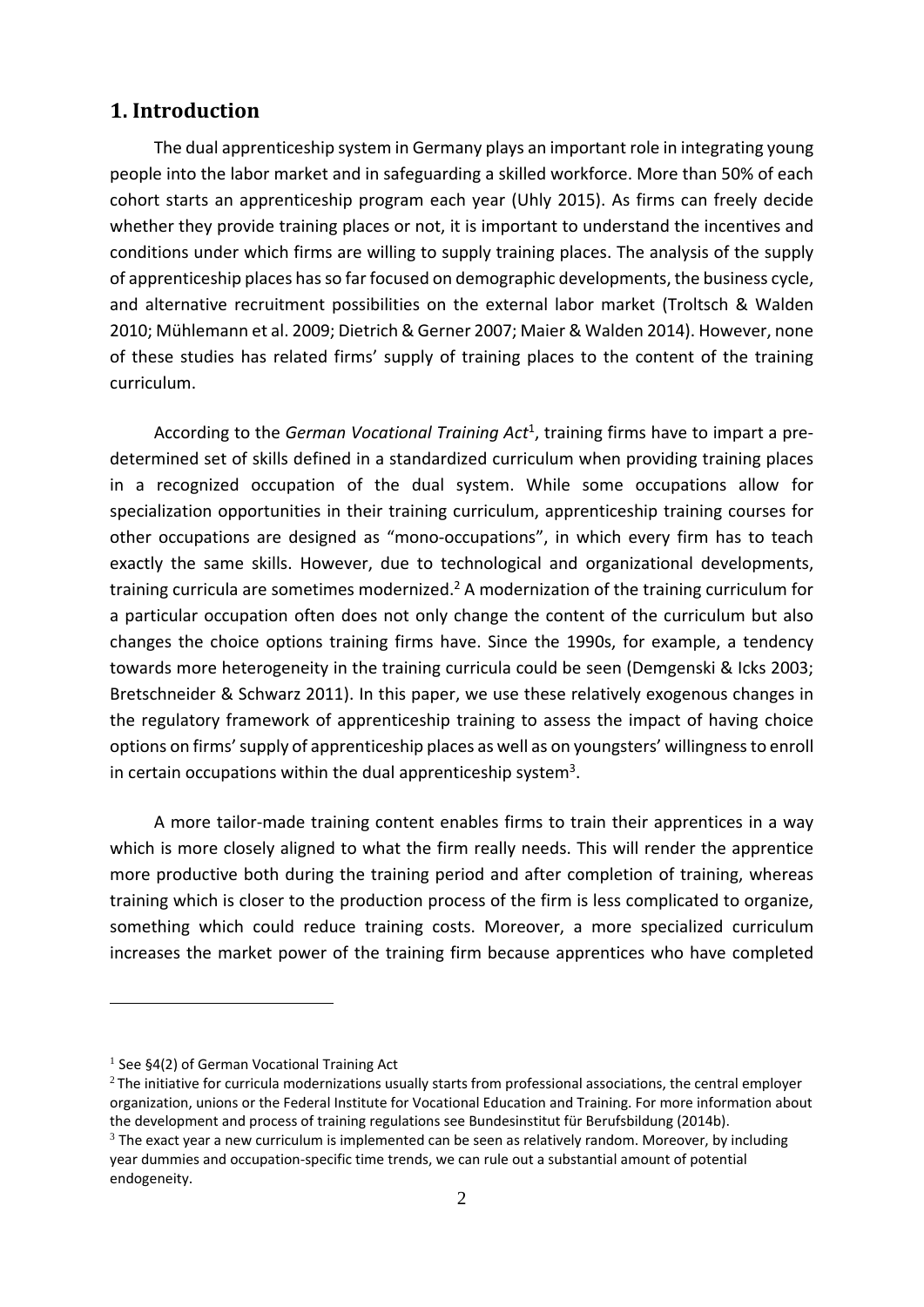## 1. Introduction

The dual apprenticeship system in Germany plays an important role in integrating young people into the labor market and in safeguarding a skilled workforce. More than 50% of each cohort starts an apprenticeship program each year (Uhly 2015). As firms can freely decide whether they provide training places or not, it is important to understand the incentives and conditions under which firms are willing to supply training places. The analysis of the supply of apprenticeship places has so far focused on demographic developments, the business cycle, and alternative recruitment possibilities on the external labor market (Troltsch & Walden 2010; Mühlemann et al. 2009; Dietrich & Gerner 2007; Maier & Walden 2014). However, none of these studies has related firms' supply of training places to the content of the training curriculum.

According to the *German Vocational Training Act*[1], training firms have to impart a pre-determined set of skills defined in a standardized curriculum when providing training places in a recognized occupation of the dual system. While some occupations allow for specialization opportunities in their training curriculum, apprenticeship training courses for other occupations are designed as "mono-occupations", in which every firm has to teach exactly the same skills. However, due to technological and organizational developments, training curricula are sometimes modernized.[2] A modernization of the training curriculum for a particular occupation often does not only change the content of the curriculum but also changes the choice options training firms have. Since the 1990s, for example, a tendency towards more heterogeneity in the training curricula could be seen (Demgenski & Icks 2003; Bretschneider & Schwarz 2011). In this paper, we use these relatively exogenous changes in the regulatory framework of apprenticeship training to assess the impact of having choice options on firms' supply of apprenticeship places as well as on youngsters' willingness to enroll in certain occupations within the dual apprenticeship system[3].

A more tailor-made training content enables firms to train their apprentices in a way which is more closely aligned to what the firm really needs. This will render the apprentice more productive both during the training period and after completion of training, whereas training which is closer to the production process of the firm is less complicated to organize, something which could reduce training costs. Moreover, a more specialized curriculum increases the market power of the training firm because apprentices who have completed

[1] See §4(2) of German Vocational Training Act

[2] The initiative for curricula modernizations usually starts from professional associations, the central employer organization, unions or the Federal Institute for Vocational Education and Training. For more information about the development and process of training regulations see Bundesinstitut für Berufsbildung (2014b).

[3] The exact year a new curriculum is implemented can be seen as relatively random. Moreover, by including year dummies and occupation-specific time trends, we can rule out a substantial amount of potential endogeneity.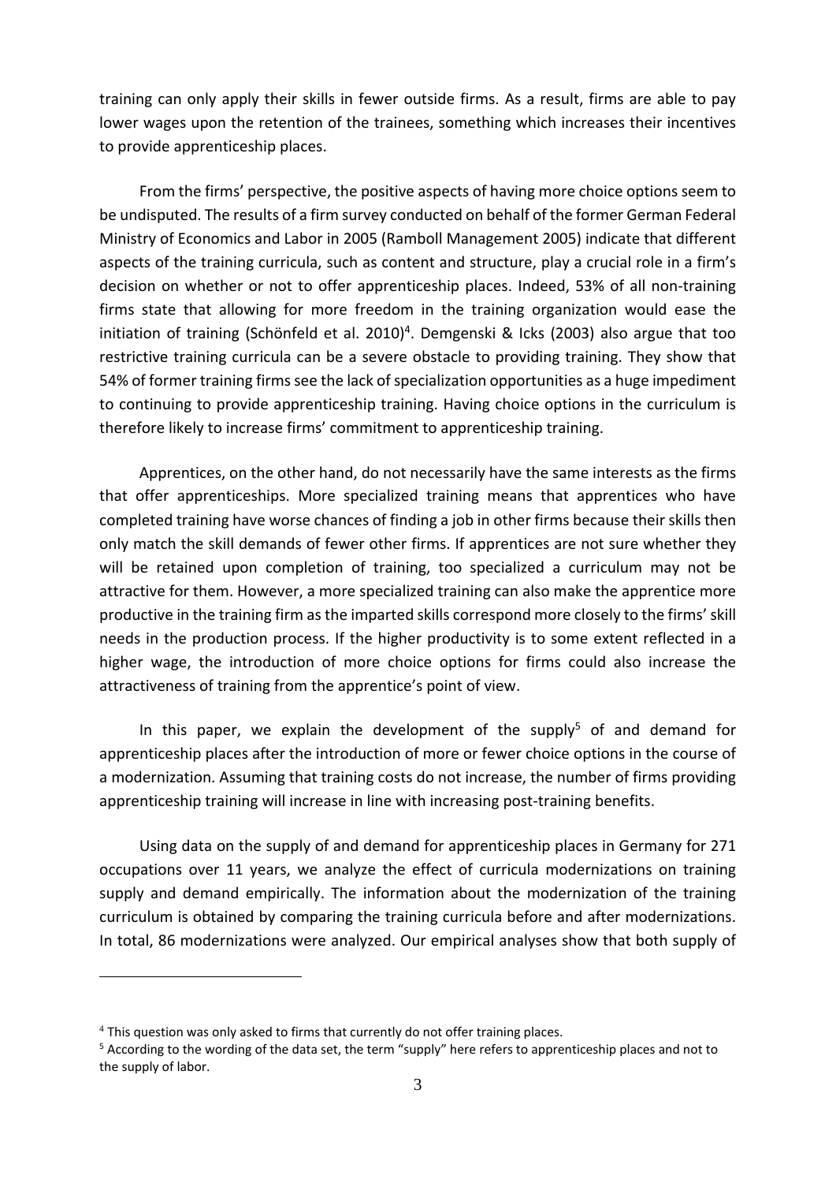training can only apply their skills in fewer outside firms. As a result, firms are able to pay lower wages upon the retention of the trainees, something which increases their incentives to provide apprenticeship places.

From the firms' perspective, the positive aspects of having more choice options seem to be undisputed. The results of a firm survey conducted on behalf of the former German Federal Ministry of Economics and Labor in 2005 (Ramboll Management 2005) indicate that different aspects of the training curricula, such as content and structure, play a crucial role in a firm's decision on whether or not to offer apprenticeship places. Indeed, 53% of all non-training firms state that allowing for more freedom in the training organization would ease the initiation of training (Schönfeld et al. 2010)[4]. Demgenski & Icks (2003) also argue that too restrictive training curricula can be a severe obstacle to providing training. They show that 54% of former training firms see the lack of specialization opportunities as a huge impediment to continuing to provide apprenticeship training. Having choice options in the curriculum is therefore likely to increase firms' commitment to apprenticeship training.

Apprentices, on the other hand, do not necessarily have the same interests as the firms that offer apprenticeships. More specialized training means that apprentices who have completed training have worse chances of finding a job in other firms because their skills then only match the skill demands of fewer other firms. If apprentices are not sure whether they will be retained upon completion of training, too specialized a curriculum may not be attractive for them. However, a more specialized training can also make the apprentice more productive in the training firm as the imparted skills correspond more closely to the firms' skill needs in the production process. If the higher productivity is to some extent reflected in a higher wage, the introduction of more choice options for firms could also increase the attractiveness of training from the apprentice's point of view.

In this paper, we explain the development of the supply[5] of and demand for apprenticeship places after the introduction of more or fewer choice options in the course of a modernization. Assuming that training costs do not increase, the number of firms providing apprenticeship training will increase in line with increasing post-training benefits.

Using data on the supply of and demand for apprenticeship places in Germany for 271 occupations over 11 years, we analyze the effect of curricula modernizations on training supply and demand empirically. The information about the modernization of the training curriculum is obtained by comparing the training curricula before and after modernizations. In total, 86 modernizations were analyzed. Our empirical analyses show that both supply of

---

[4] This question was only asked to firms that currently do not offer training places.

[5] According to the wording of the data set, the term "supply" here refers to apprenticeship places and not to the supply of labor.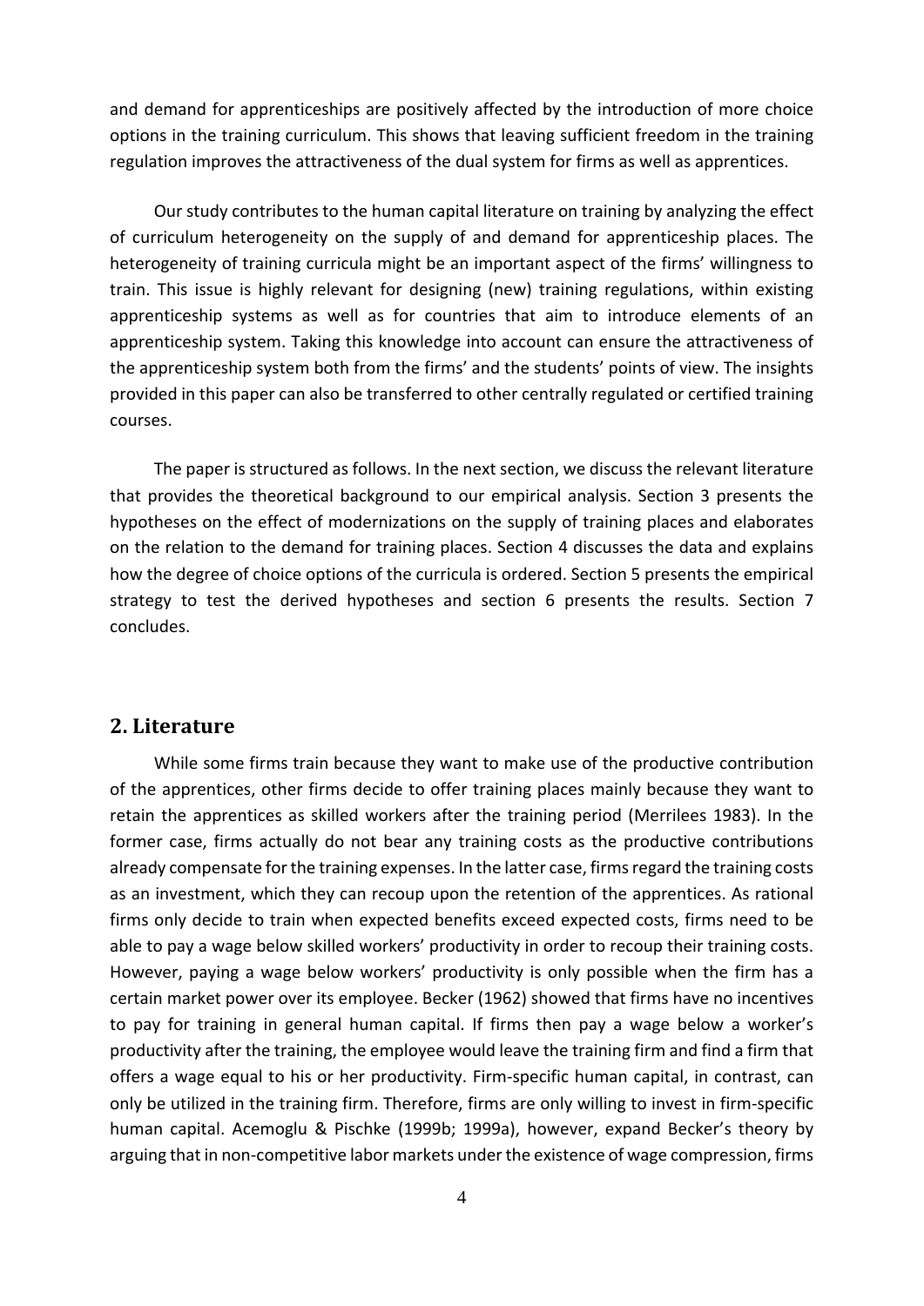and demand for apprenticeships are positively affected by the introduction of more choice options in the training curriculum. This shows that leaving sufficient freedom in the training regulation improves the attractiveness of the dual system for firms as well as apprentices.

Our study contributes to the human capital literature on training by analyzing the effect of curriculum heterogeneity on the supply of and demand for apprenticeship places. The heterogeneity of training curricula might be an important aspect of the firms' willingness to train. This issue is highly relevant for designing (new) training regulations, within existing apprenticeship systems as well as for countries that aim to introduce elements of an apprenticeship system. Taking this knowledge into account can ensure the attractiveness of the apprenticeship system both from the firms' and the students' points of view. The insights provided in this paper can also be transferred to other centrally regulated or certified training courses.

The paper is structured as follows. In the next section, we discuss the relevant literature that provides the theoretical background to our empirical analysis. Section 3 presents the hypotheses on the effect of modernizations on the supply of training places and elaborates on the relation to the demand for training places. Section 4 discusses the data and explains how the degree of choice options of the curricula is ordered. Section 5 presents the empirical strategy to test the derived hypotheses and section 6 presents the results. Section 7 concludes.

## 2. Literature

While some firms train because they want to make use of the productive contribution of the apprentices, other firms decide to offer training places mainly because they want to retain the apprentices as skilled workers after the training period (Merrilees 1983). In the former case, firms actually do not bear any training costs as the productive contributions already compensate for the training expenses. In the latter case, firms regard the training costs as an investment, which they can recoup upon the retention of the apprentices. As rational firms only decide to train when expected benefits exceed expected costs, firms need to be able to pay a wage below skilled workers' productivity in order to recoup their training costs. However, paying a wage below workers' productivity is only possible when the firm has a certain market power over its employee. Becker (1962) showed that firms have no incentives to pay for training in general human capital. If firms then pay a wage below a worker's productivity after the training, the employee would leave the training firm and find a firm that offers a wage equal to his or her productivity. Firm-specific human capital, in contrast, can only be utilized in the training firm. Therefore, firms are only willing to invest in firm-specific human capital. Acemoglu & Pischke (1999b; 1999a), however, expand Becker's theory by arguing that in non-competitive labor markets under the existence of wage compression, firms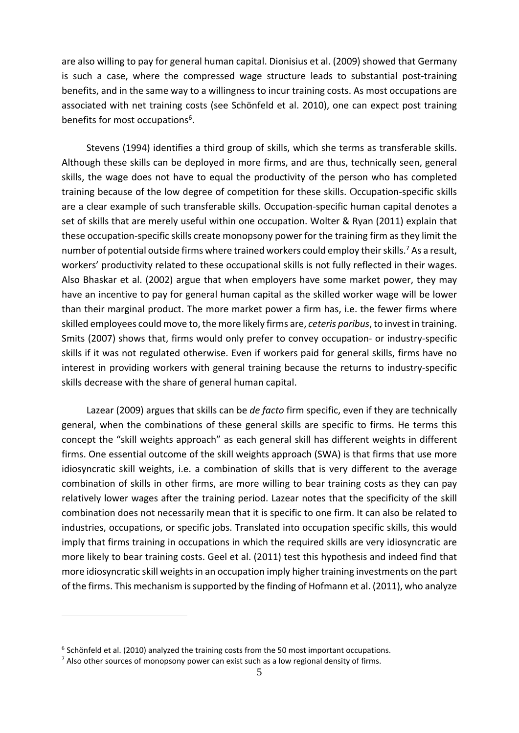are also willing to pay for general human capital. Dionisius et al. (2009) showed that Germany is such a case, where the compressed wage structure leads to substantial post-training benefits, and in the same way to a willingness to incur training costs. As most occupations are associated with net training costs (see Schönfeld et al. 2010), one can expect post training benefits for most occupations[6].

Stevens (1994) identifies a third group of skills, which she terms as transferable skills. Although these skills can be deployed in more firms, and are thus, technically seen, general skills, the wage does not have to equal the productivity of the person who has completed training because of the low degree of competition for these skills. Occupation-specific skills are a clear example of such transferable skills. Occupation-specific human capital denotes a set of skills that are merely useful within one occupation. Wolter & Ryan (2011) explain that these occupation-specific skills create monopsony power for the training firm as they limit the number of potential outside firms where trained workers could employ their skills.[7] As a result, workers' productivity related to these occupational skills is not fully reflected in their wages. Also Bhaskar et al. (2002) argue that when employers have some market power, they may have an incentive to pay for general human capital as the skilled worker wage will be lower than their marginal product. The more market power a firm has, i.e. the fewer firms where skilled employees could move to, the more likely firms are, *ceteris paribus*, to invest in training. Smits (2007) shows that, firms would only prefer to convey occupation- or industry-specific skills if it was not regulated otherwise. Even if workers paid for general skills, firms have no interest in providing workers with general training because the returns to industry-specific skills decrease with the share of general human capital.

Lazear (2009) argues that skills can be *de facto* firm specific, even if they are technically general, when the combinations of these general skills are specific to firms. He terms this concept the "skill weights approach" as each general skill has different weights in different firms. One essential outcome of the skill weights approach (SWA) is that firms that use more idiosyncratic skill weights, i.e. a combination of skills that is very different to the average combination of skills in other firms, are more willing to bear training costs as they can pay relatively lower wages after the training period. Lazear notes that the specificity of the skill combination does not necessarily mean that it is specific to one firm. It can also be related to industries, occupations, or specific jobs. Translated into occupation specific skills, this would imply that firms training in occupations in which the required skills are very idiosyncratic are more likely to bear training costs. Geel et al. (2011) test this hypothesis and indeed find that more idiosyncratic skill weights in an occupation imply higher training investments on the part of the firms. This mechanism is supported by the finding of Hofmann et al. (2011), who analyze

[6] Schönfeld et al. (2010) analyzed the training costs from the 50 most important occupations.

[7] Also other sources of monopsony power can exist such as a low regional density of firms.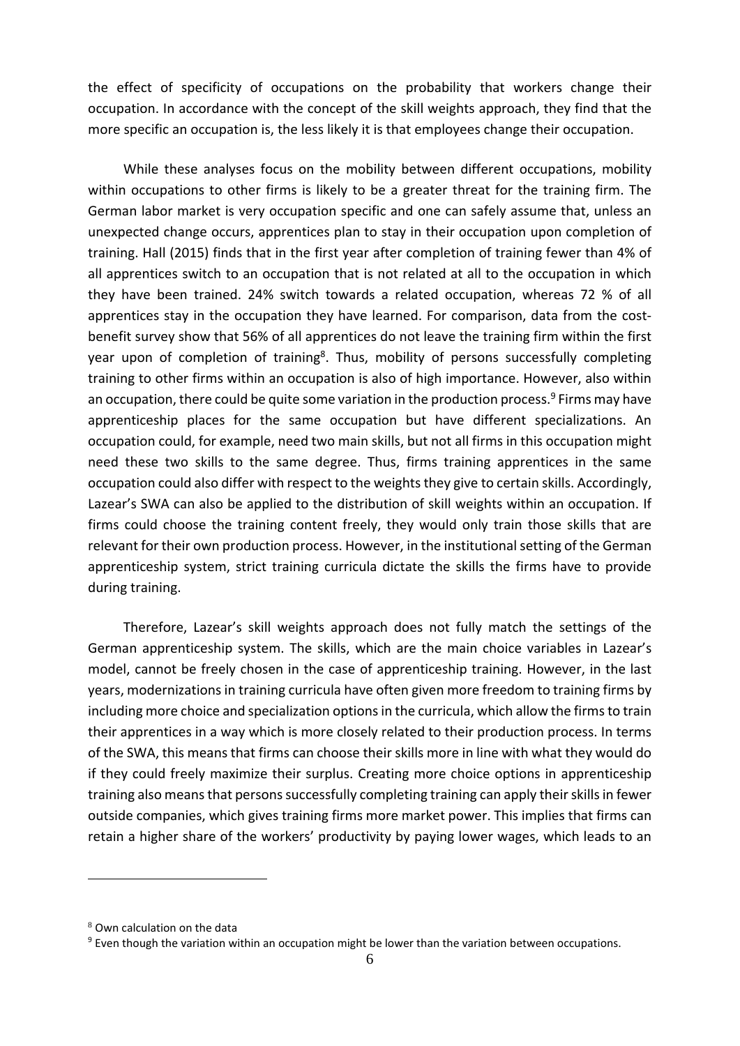the effect of specificity of occupations on the probability that workers change their occupation. In accordance with the concept of the skill weights approach, they find that the more specific an occupation is, the less likely it is that employees change their occupation.

While these analyses focus on the mobility between different occupations, mobility within occupations to other firms is likely to be a greater threat for the training firm. The German labor market is very occupation specific and one can safely assume that, unless an unexpected change occurs, apprentices plan to stay in their occupation upon completion of training. Hall (2015) finds that in the first year after completion of training fewer than 4% of all apprentices switch to an occupation that is not related at all to the occupation in which they have been trained. 24% switch towards a related occupation, whereas 72 % of all apprentices stay in the occupation they have learned. For comparison, data from the cost-benefit survey show that 56% of all apprentices do not leave the training firm within the first year upon of completion of training[8]. Thus, mobility of persons successfully completing training to other firms within an occupation is also of high importance. However, also within an occupation, there could be quite some variation in the production process.[9] Firms may have apprenticeship places for the same occupation but have different specializations. An occupation could, for example, need two main skills, but not all firms in this occupation might need these two skills to the same degree. Thus, firms training apprentices in the same occupation could also differ with respect to the weights they give to certain skills. Accordingly, Lazear's SWA can also be applied to the distribution of skill weights within an occupation. If firms could choose the training content freely, they would only train those skills that are relevant for their own production process. However, in the institutional setting of the German apprenticeship system, strict training curricula dictate the skills the firms have to provide during training.

Therefore, Lazear's skill weights approach does not fully match the settings of the German apprenticeship system. The skills, which are the main choice variables in Lazear's model, cannot be freely chosen in the case of apprenticeship training. However, in the last years, modernizations in training curricula have often given more freedom to training firms by including more choice and specialization options in the curricula, which allow the firms to train their apprentices in a way which is more closely related to their production process. In terms of the SWA, this means that firms can choose their skills more in line with what they would do if they could freely maximize their surplus. Creating more choice options in apprenticeship training also means that persons successfully completing training can apply their skills in fewer outside companies, which gives training firms more market power. This implies that firms can retain a higher share of the workers' productivity by paying lower wages, which leads to an

---

[8] Own calculation on the data

[9] Even though the variation within an occupation might be lower than the variation between occupations.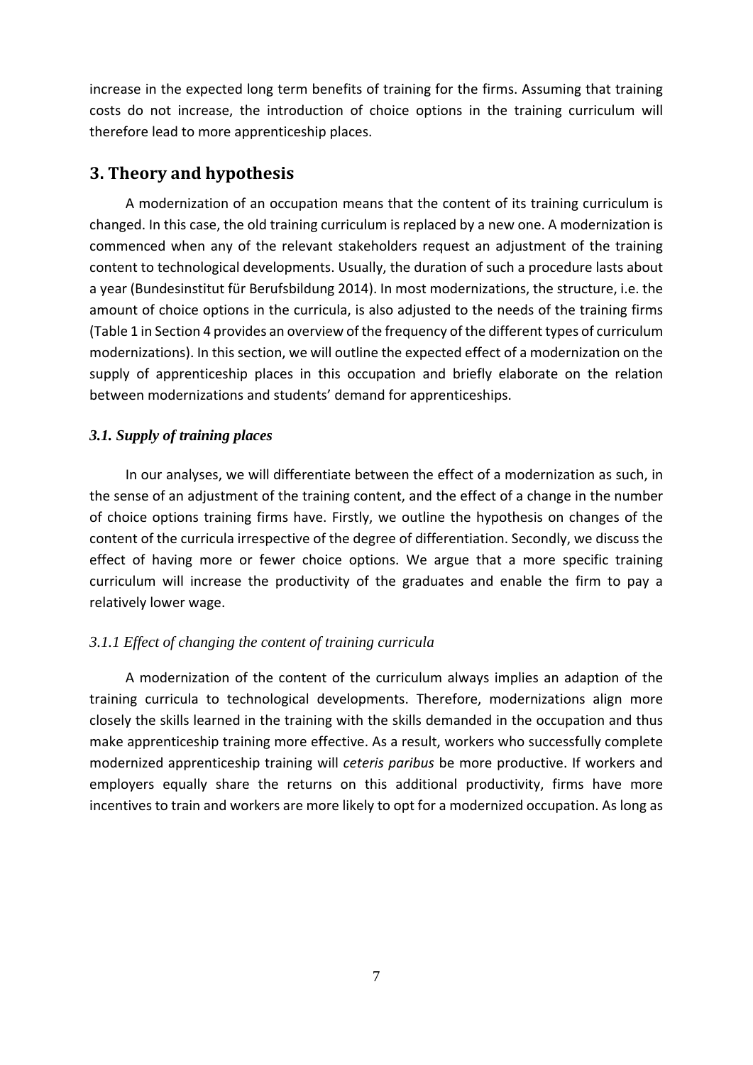increase in the expected long term benefits of training for the firms. Assuming that training costs do not increase, the introduction of choice options in the training curriculum will therefore lead to more apprenticeship places.

## 3. Theory and hypothesis

A modernization of an occupation means that the content of its training curriculum is changed. In this case, the old training curriculum is replaced by a new one. A modernization is commenced when any of the relevant stakeholders request an adjustment of the training content to technological developments. Usually, the duration of such a procedure lasts about a year (Bundesinstitut für Berufsbildung 2014). In most modernizations, the structure, i.e. the amount of choice options in the curricula, is also adjusted to the needs of the training firms (Table 1 in Section 4 provides an overview of the frequency of the different types of curriculum modernizations). In this section, we will outline the expected effect of a modernization on the supply of apprenticeship places in this occupation and briefly elaborate on the relation between modernizations and students' demand for apprenticeships.

### *3.1. Supply of training places*

In our analyses, we will differentiate between the effect of a modernization as such, in the sense of an adjustment of the training content, and the effect of a change in the number of choice options training firms have. Firstly, we outline the hypothesis on changes of the content of the curricula irrespective of the degree of differentiation. Secondly, we discuss the effect of having more or fewer choice options. We argue that a more specific training curriculum will increase the productivity of the graduates and enable the firm to pay a relatively lower wage.

#### *3.1.1 Effect of changing the content of training curricula*

A modernization of the content of the curriculum always implies an adaption of the training curricula to technological developments. Therefore, modernizations align more closely the skills learned in the training with the skills demanded in the occupation and thus make apprenticeship training more effective. As a result, workers who successfully complete modernized apprenticeship training will *ceteris paribus* be more productive. If workers and employers equally share the returns on this additional productivity, firms have more incentives to train and workers are more likely to opt for a modernized occupation. As long as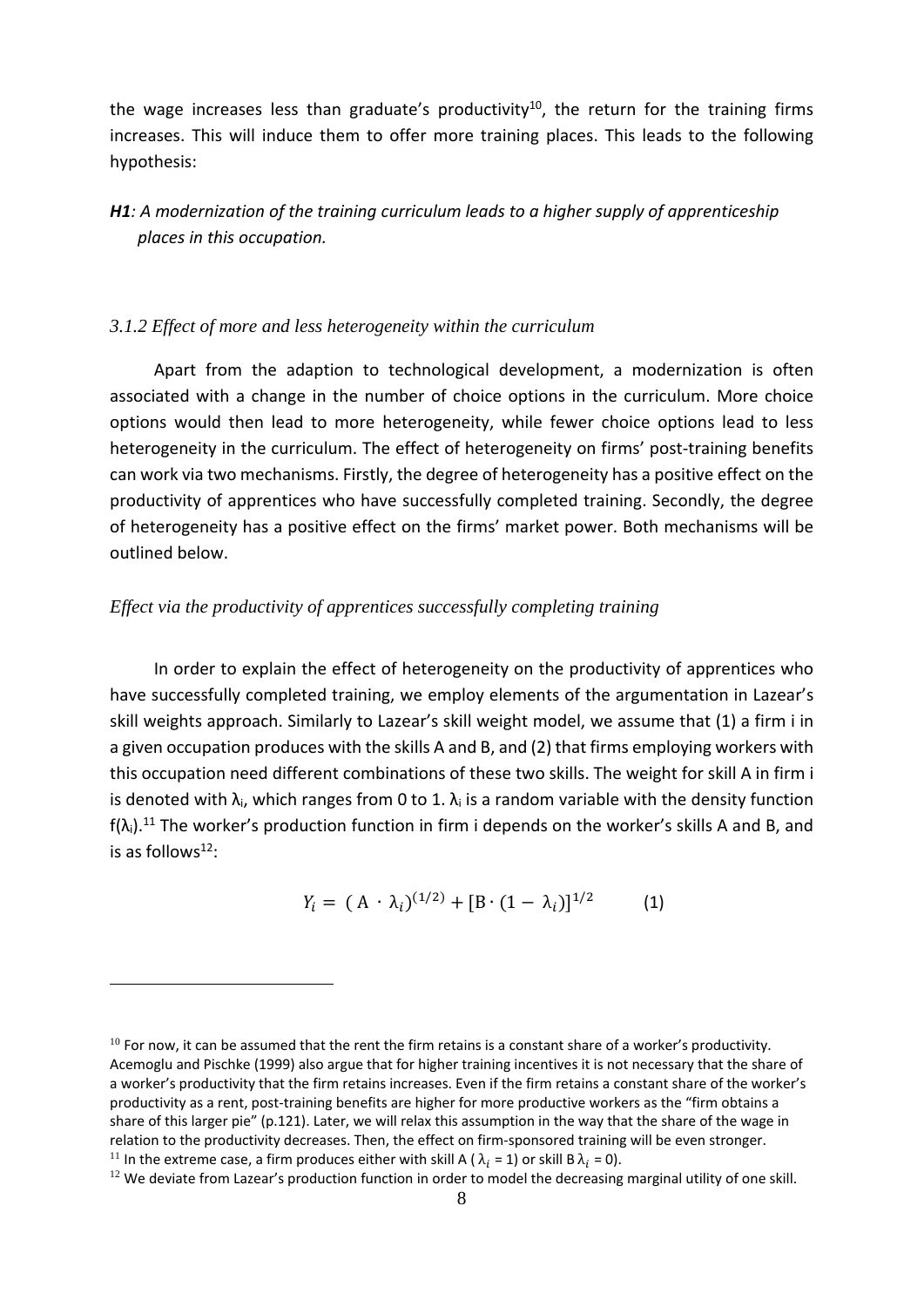the wage increases less than graduate's productivity[10], the return for the training firms increases. This will induce them to offer more training places. This leads to the following hypothesis:

***H1**: A modernization of the training curriculum leads to a higher supply of apprenticeship places in this occupation.*

### *3.1.2 Effect of more and less heterogeneity within the curriculum*

Apart from the adaption to technological development, a modernization is often associated with a change in the number of choice options in the curriculum. More choice options would then lead to more heterogeneity, while fewer choice options lead to less heterogeneity in the curriculum. The effect of heterogeneity on firms' post-training benefits can work via two mechanisms. Firstly, the degree of heterogeneity has a positive effect on the productivity of apprentices who have successfully completed training. Secondly, the degree of heterogeneity has a positive effect on the firms' market power. Both mechanisms will be outlined below.

*Effect via the productivity of apprentices successfully completing training*

In order to explain the effect of heterogeneity on the productivity of apprentices who have successfully completed training, we employ elements of the argumentation in Lazear's skill weights approach. Similarly to Lazear's skill weight model, we assume that (1) a firm i in a given occupation produces with the skills A and B, and (2) that firms employing workers with this occupation need different combinations of these two skills. The weight for skill A in firm i is denoted with $\lambda_i$, which ranges from 0 to 1. $\lambda_i$ is a random variable with the density function $f(\lambda_i)$.[11] The worker's production function in firm i depends on the worker's skills A and B, and is as follows[12]:

$$Y_i = (A \cdot \lambda_i)^{(1/2)} + [B \cdot (1 - \lambda_i)]^{1/2} \qquad (1)$$

---

[10] For now, it can be assumed that the rent the firm retains is a constant share of a worker's productivity. Acemoglu and Pischke (1999) also argue that for higher training incentives it is not necessary that the share of a worker's productivity that the firm retains increases. Even if the firm retains a constant share of the worker's productivity as a rent, post-training benefits are higher for more productive workers as the "firm obtains a share of this larger pie" (p.121). Later, we will relax this assumption in the way that the share of the wage in relation to the productivity decreases. Then, the effect on firm-sponsored training will be even stronger.

[11] In the extreme case, a firm produces either with skill A ($\lambda_i$ = 1) or skill B $\lambda_i$ = 0).

[12] We deviate from Lazear's production function in order to model the decreasing marginal utility of one skill.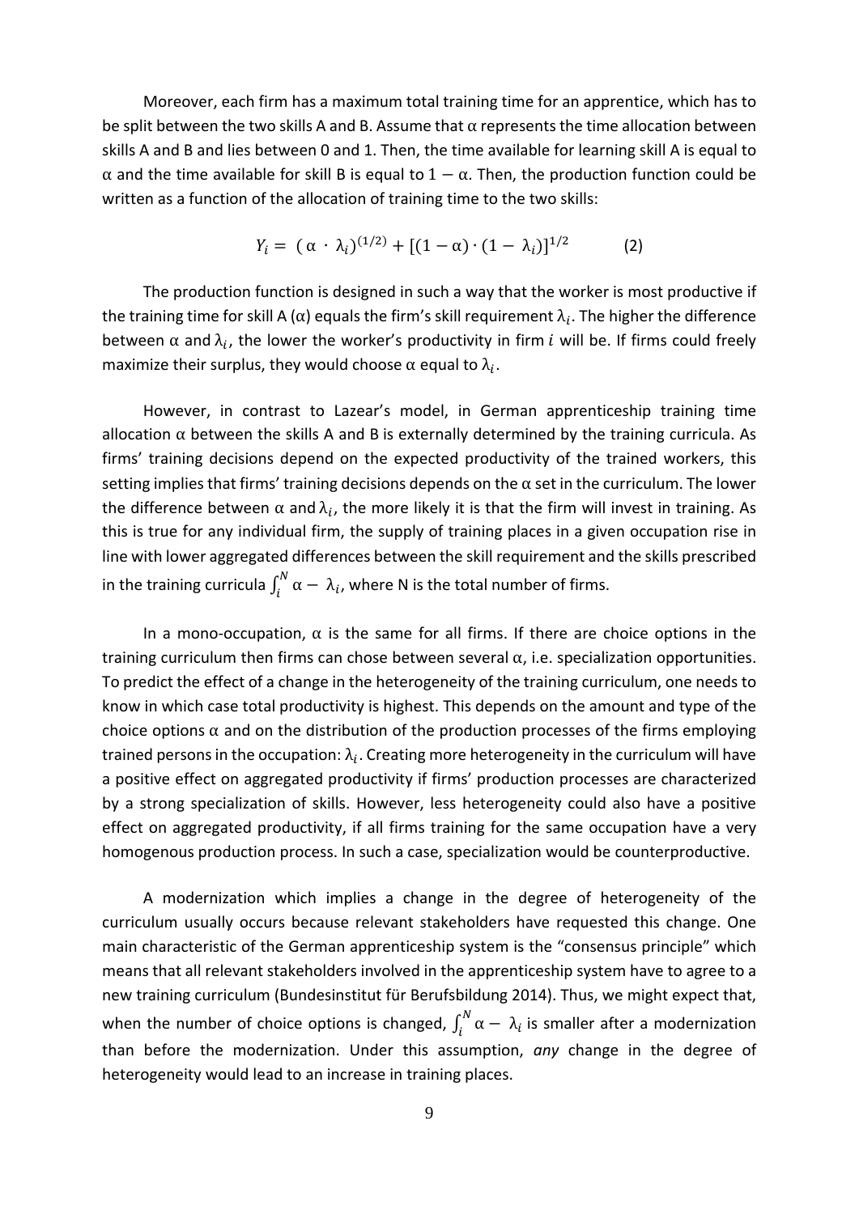Moreover, each firm has a maximum total training time for an apprentice, which has to be split between the two skills A and B. Assume that $\alpha$ represents the time allocation between skills A and B and lies between 0 and 1. Then, the time available for learning skill A is equal to $\alpha$ and the time available for skill B is equal to $1 - \alpha$. Then, the production function could be written as a function of the allocation of training time to the two skills:

$$Y_i = (\alpha \cdot \lambda_i)^{(1/2)} + [(1-\alpha) \cdot (1 - \lambda_i)]^{1/2} \qquad (2)$$

The production function is designed in such a way that the worker is most productive if the training time for skill A ($\alpha$) equals the firm's skill requirement $\lambda_i$. The higher the difference between $\alpha$ and $\lambda_i$, the lower the worker's productivity in firm $i$ will be. If firms could freely maximize their surplus, they would choose $\alpha$ equal to $\lambda_i$.

However, in contrast to Lazear's model, in German apprenticeship training time allocation $\alpha$ between the skills A and B is externally determined by the training curricula. As firms' training decisions depend on the expected productivity of the trained workers, this setting implies that firms' training decisions depends on the $\alpha$ set in the curriculum. The lower the difference between $\alpha$ and $\lambda_i$, the more likely it is that the firm will invest in training. As this is true for any individual firm, the supply of training places in a given occupation rise in line with lower aggregated differences between the skill requirement and the skills prescribed in the training curricula $\int_i^N \alpha - \lambda_i$, where N is the total number of firms.

In a mono-occupation, $\alpha$ is the same for all firms. If there are choice options in the training curriculum then firms can chose between several $\alpha$, i.e. specialization opportunities. To predict the effect of a change in the heterogeneity of the training curriculum, one needs to know in which case total productivity is highest. This depends on the amount and type of the choice options $\alpha$ and on the distribution of the production processes of the firms employing trained persons in the occupation: $\lambda_i$. Creating more heterogeneity in the curriculum will have a positive effect on aggregated productivity if firms' production processes are characterized by a strong specialization of skills. However, less heterogeneity could also have a positive effect on aggregated productivity, if all firms training for the same occupation have a very homogenous production process. In such a case, specialization would be counterproductive.

A modernization which implies a change in the degree of heterogeneity of the curriculum usually occurs because relevant stakeholders have requested this change. One main characteristic of the German apprenticeship system is the "consensus principle" which means that all relevant stakeholders involved in the apprenticeship system have to agree to a new training curriculum (Bundesinstitut für Berufsbildung 2014). Thus, we might expect that, when the number of choice options is changed, $\int_i^N \alpha - \lambda_i$ is smaller after a modernization than before the modernization. Under this assumption, *any* change in the degree of heterogeneity would lead to an increase in training places.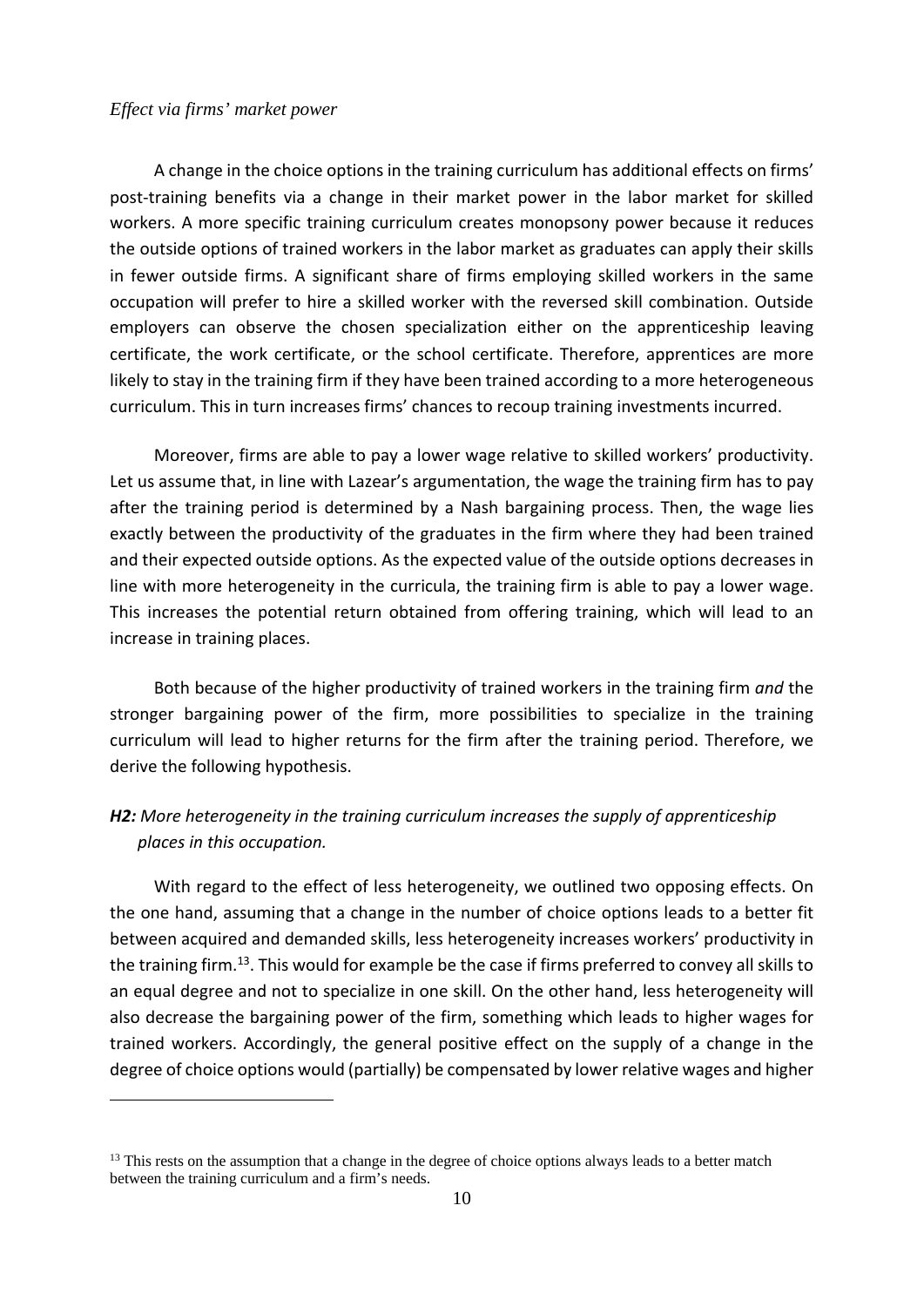*Effect via firms' market power*

A change in the choice options in the training curriculum has additional effects on firms' post-training benefits via a change in their market power in the labor market for skilled workers. A more specific training curriculum creates monopsony power because it reduces the outside options of trained workers in the labor market as graduates can apply their skills in fewer outside firms. A significant share of firms employing skilled workers in the same occupation will prefer to hire a skilled worker with the reversed skill combination. Outside employers can observe the chosen specialization either on the apprenticeship leaving certificate, the work certificate, or the school certificate. Therefore, apprentices are more likely to stay in the training firm if they have been trained according to a more heterogeneous curriculum. This in turn increases firms' chances to recoup training investments incurred.

Moreover, firms are able to pay a lower wage relative to skilled workers' productivity. Let us assume that, in line with Lazear's argumentation, the wage the training firm has to pay after the training period is determined by a Nash bargaining process. Then, the wage lies exactly between the productivity of the graduates in the firm where they had been trained and their expected outside options. As the expected value of the outside options decreases in line with more heterogeneity in the curricula, the training firm is able to pay a lower wage. This increases the potential return obtained from offering training, which will lead to an increase in training places.

Both because of the higher productivity of trained workers in the training firm *and* the stronger bargaining power of the firm, more possibilities to specialize in the training curriculum will lead to higher returns for the firm after the training period. Therefore, we derive the following hypothesis.

***H2:*** *More heterogeneity in the training curriculum increases the supply of apprenticeship places in this occupation.*

With regard to the effect of less heterogeneity, we outlined two opposing effects. On the one hand, assuming that a change in the number of choice options leads to a better fit between acquired and demanded skills, less heterogeneity increases workers' productivity in the training firm.[13]. This would for example be the case if firms preferred to convey all skills to an equal degree and not to specialize in one skill. On the other hand, less heterogeneity will also decrease the bargaining power of the firm, something which leads to higher wages for trained workers. Accordingly, the general positive effect on the supply of a change in the degree of choice options would (partially) be compensated by lower relative wages and higher

[13] This rests on the assumption that a change in the degree of choice options always leads to a better match between the training curriculum and a firm's needs.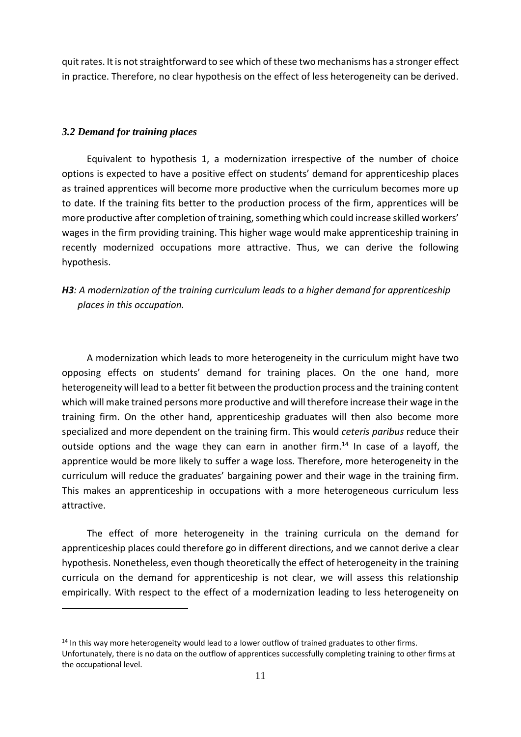quit rates. It is not straightforward to see which of these two mechanisms has a stronger effect in practice. Therefore, no clear hypothesis on the effect of less heterogeneity can be derived.

### *3.2 Demand for training places*

Equivalent to hypothesis 1, a modernization irrespective of the number of choice options is expected to have a positive effect on students' demand for apprenticeship places as trained apprentices will become more productive when the curriculum becomes more up to date. If the training fits better to the production process of the firm, apprentices will be more productive after completion of training, something which could increase skilled workers' wages in the firm providing training. This higher wage would make apprenticeship training in recently modernized occupations more attractive. Thus, we can derive the following hypothesis.

***H3****: A modernization of the training curriculum leads to a higher demand for apprenticeship places in this occupation.*

A modernization which leads to more heterogeneity in the curriculum might have two opposing effects on students' demand for training places. On the one hand, more heterogeneity will lead to a better fit between the production process and the training content which will make trained persons more productive and will therefore increase their wage in the training firm. On the other hand, apprenticeship graduates will then also become more specialized and more dependent on the training firm. This would *ceteris paribus* reduce their outside options and the wage they can earn in another firm.[14] In case of a layoff, the apprentice would be more likely to suffer a wage loss. Therefore, more heterogeneity in the curriculum will reduce the graduates' bargaining power and their wage in the training firm. This makes an apprenticeship in occupations with a more heterogeneous curriculum less attractive.

The effect of more heterogeneity in the training curricula on the demand for apprenticeship places could therefore go in different directions, and we cannot derive a clear hypothesis. Nonetheless, even though theoretically the effect of heterogeneity in the training curricula on the demand for apprenticeship is not clear, we will assess this relationship empirically. With respect to the effect of a modernization leading to less heterogeneity on

---

[14] In this way more heterogeneity would lead to a lower outflow of trained graduates to other firms. Unfortunately, there is no data on the outflow of apprentices successfully completing training to other firms at the occupational level.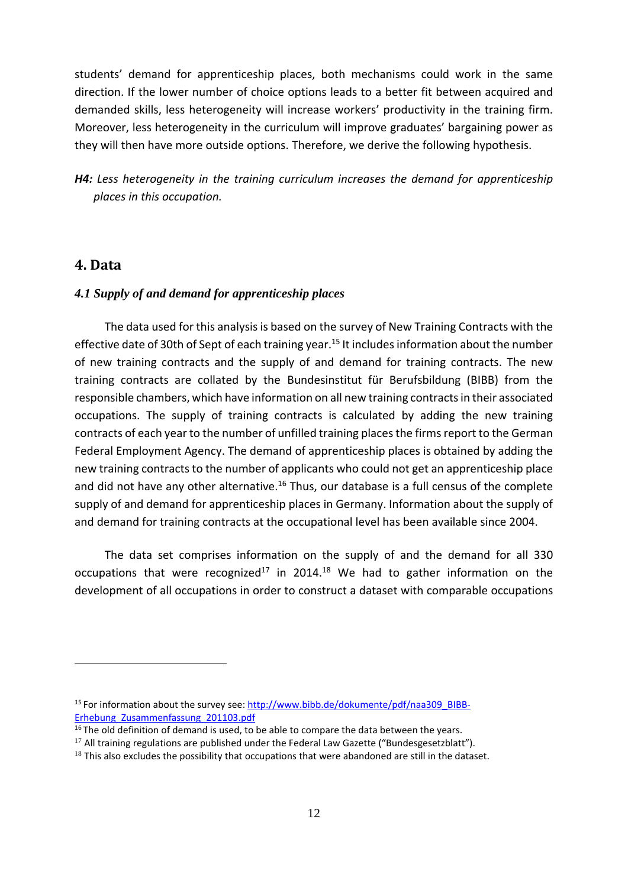students' demand for apprenticeship places, both mechanisms could work in the same direction. If the lower number of choice options leads to a better fit between acquired and demanded skills, less heterogeneity will increase workers' productivity in the training firm. Moreover, less heterogeneity in the curriculum will improve graduates' bargaining power as they will then have more outside options. Therefore, we derive the following hypothesis.

***H4:*** *Less heterogeneity in the training curriculum increases the demand for apprenticeship places in this occupation.*

## 4. Data

### *4.1 Supply of and demand for apprenticeship places*

The data used for this analysis is based on the survey of New Training Contracts with the effective date of 30th of Sept of each training year.[15] It includes information about the number of new training contracts and the supply of and demand for training contracts. The new training contracts are collated by the Bundesinstitut für Berufsbildung (BIBB) from the responsible chambers, which have information on all new training contracts in their associated occupations. The supply of training contracts is calculated by adding the new training contracts of each year to the number of unfilled training places the firms report to the German Federal Employment Agency. The demand of apprenticeship places is obtained by adding the new training contracts to the number of applicants who could not get an apprenticeship place and did not have any other alternative.[16] Thus, our database is a full census of the complete supply of and demand for apprenticeship places in Germany. Information about the supply of and demand for training contracts at the occupational level has been available since 2004.

The data set comprises information on the supply of and the demand for all 330 occupations that were recognized[17] in 2014.[18] We had to gather information on the development of all occupations in order to construct a dataset with comparable occupations

---

[15] For information about the survey see: http://www.bibb.de/dokumente/pdf/naa309_BIBB-Erhebung_Zusammenfassung_201103.pdf

[16] The old definition of demand is used, to be able to compare the data between the years.

[17] All training regulations are published under the Federal Law Gazette ("Bundesgesetzblatt").

[18] This also excludes the possibility that occupations that were abandoned are still in the dataset.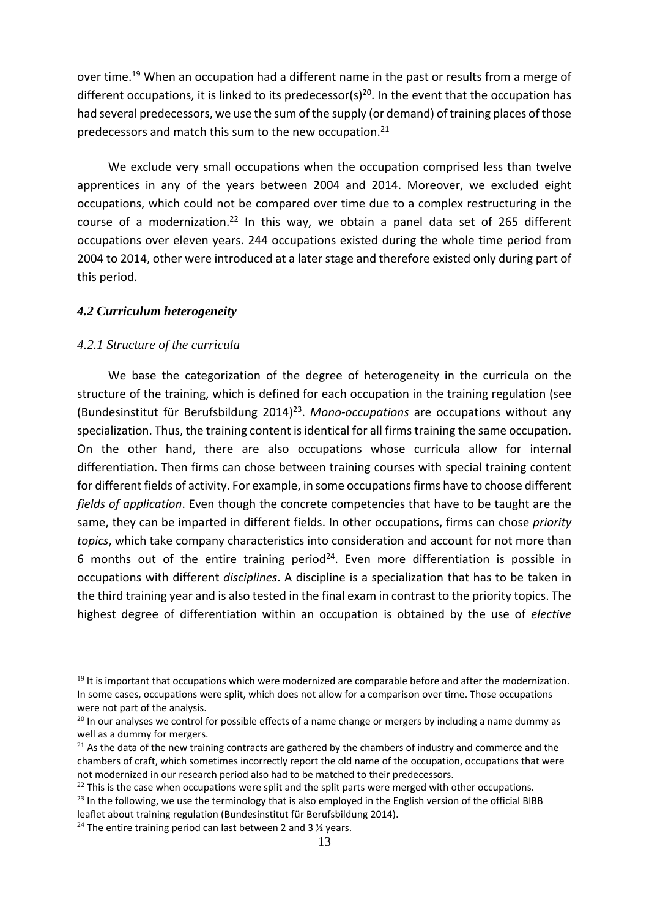over time.[19] When an occupation had a different name in the past or results from a merge of different occupations, it is linked to its predecessor(s)[20]. In the event that the occupation has had several predecessors, we use the sum of the supply (or demand) of training places of those predecessors and match this sum to the new occupation.[21]

We exclude very small occupations when the occupation comprised less than twelve apprentices in any of the years between 2004 and 2014. Moreover, we excluded eight occupations, which could not be compared over time due to a complex restructuring in the course of a modernization.[22] In this way, we obtain a panel data set of 265 different occupations over eleven years. 244 occupations existed during the whole time period from 2004 to 2014, other were introduced at a later stage and therefore existed only during part of this period.

### *4.2 Curriculum heterogeneity*

#### *4.2.1 Structure of the curricula*

We base the categorization of the degree of heterogeneity in the curricula on the structure of the training, which is defined for each occupation in the training regulation (see (Bundesinstitut für Berufsbildung 2014)[23]. *Mono-occupations* are occupations without any specialization. Thus, the training content is identical for all firms training the same occupation. On the other hand, there are also occupations whose curricula allow for internal differentiation. Then firms can chose between training courses with special training content for different fields of activity. For example, in some occupations firms have to choose different *fields of application*. Even though the concrete competencies that have to be taught are the same, they can be imparted in different fields. In other occupations, firms can chose *priority topics*, which take company characteristics into consideration and account for not more than 6 months out of the entire training period[24]. Even more differentiation is possible in occupations with different *disciplines*. A discipline is a specialization that has to be taken in the third training year and is also tested in the final exam in contrast to the priority topics. The highest degree of differentiation within an occupation is obtained by the use of *elective*

---

[19] It is important that occupations which were modernized are comparable before and after the modernization. In some cases, occupations were split, which does not allow for a comparison over time. Those occupations were not part of the analysis.

[20] In our analyses we control for possible effects of a name change or mergers by including a name dummy as well as a dummy for mergers.

[21] As the data of the new training contracts are gathered by the chambers of industry and commerce and the chambers of craft, which sometimes incorrectly report the old name of the occupation, occupations that were not modernized in our research period also had to be matched to their predecessors.

[22] This is the case when occupations were split and the split parts were merged with other occupations.

[23] In the following, we use the terminology that is also employed in the English version of the official BIBB leaflet about training regulation (Bundesinstitut für Berufsbildung 2014).

[24] The entire training period can last between 2 and 3 ½ years.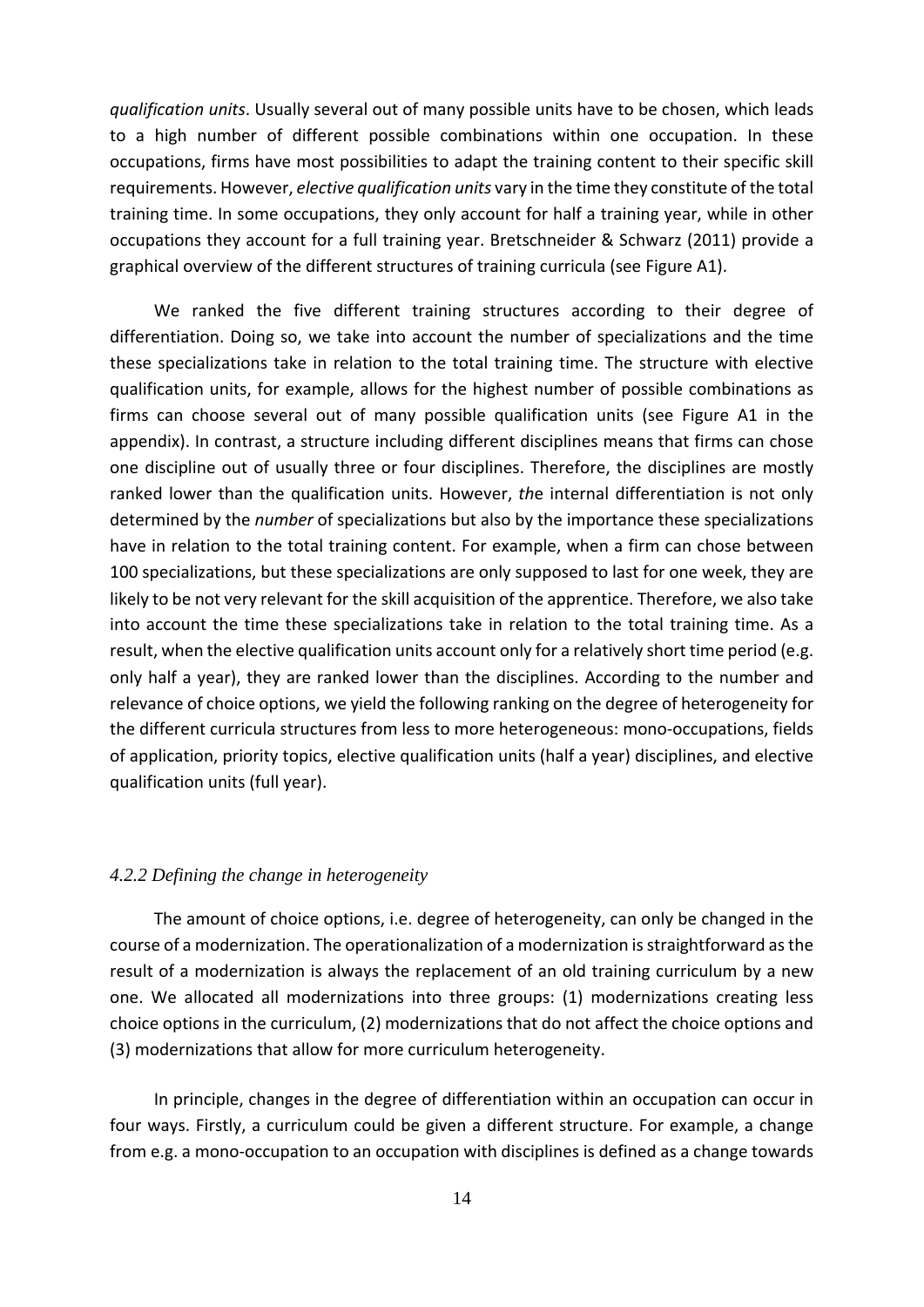*qualification units*. Usually several out of many possible units have to be chosen, which leads to a high number of different possible combinations within one occupation. In these occupations, firms have most possibilities to adapt the training content to their specific skill requirements. However, *elective qualification units* vary in the time they constitute of the total training time. In some occupations, they only account for half a training year, while in other occupations they account for a full training year. Bretschneider & Schwarz (2011) provide a graphical overview of the different structures of training curricula (see Figure A1).

We ranked the five different training structures according to their degree of differentiation. Doing so, we take into account the number of specializations and the time these specializations take in relation to the total training time. The structure with elective qualification units, for example, allows for the highest number of possible combinations as firms can choose several out of many possible qualification units (see Figure A1 in the appendix). In contrast, a structure including different disciplines means that firms can chose one discipline out of usually three or four disciplines. Therefore, the disciplines are mostly ranked lower than the qualification units. However, *th*e internal differentiation is not only determined by the *number* of specializations but also by the importance these specializations have in relation to the total training content. For example, when a firm can chose between 100 specializations, but these specializations are only supposed to last for one week, they are likely to be not very relevant for the skill acquisition of the apprentice. Therefore, we also take into account the time these specializations take in relation to the total training time. As a result, when the elective qualification units account only for a relatively short time period (e.g. only half a year), they are ranked lower than the disciplines. According to the number and relevance of choice options, we yield the following ranking on the degree of heterogeneity for the different curricula structures from less to more heterogeneous: mono-occupations, fields of application, priority topics, elective qualification units (half a year) disciplines, and elective qualification units (full year).

#### *4.2.2 Defining the change in heterogeneity*

The amount of choice options, i.e. degree of heterogeneity, can only be changed in the course of a modernization. The operationalization of a modernization is straightforward as the result of a modernization is always the replacement of an old training curriculum by a new one. We allocated all modernizations into three groups: (1) modernizations creating less choice options in the curriculum, (2) modernizations that do not affect the choice options and (3) modernizations that allow for more curriculum heterogeneity.

In principle, changes in the degree of differentiation within an occupation can occur in four ways. Firstly, a curriculum could be given a different structure. For example, a change from e.g. a mono-occupation to an occupation with disciplines is defined as a change towards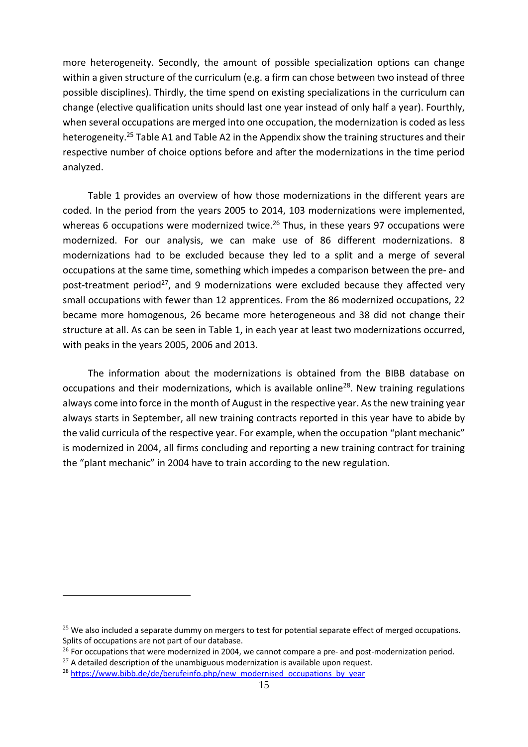more heterogeneity. Secondly, the amount of possible specialization options can change within a given structure of the curriculum (e.g. a firm can chose between two instead of three possible disciplines). Thirdly, the time spend on existing specializations in the curriculum can change (elective qualification units should last one year instead of only half a year). Fourthly, when several occupations are merged into one occupation, the modernization is coded as less heterogeneity.[25] Table A1 and Table A2 in the Appendix show the training structures and their respective number of choice options before and after the modernizations in the time period analyzed.

Table 1 provides an overview of how those modernizations in the different years are coded. In the period from the years 2005 to 2014, 103 modernizations were implemented, whereas 6 occupations were modernized twice.[26] Thus, in these years 97 occupations were modernized. For our analysis, we can make use of 86 different modernizations. 8 modernizations had to be excluded because they led to a split and a merge of several occupations at the same time, something which impedes a comparison between the pre- and post-treatment period[27], and 9 modernizations were excluded because they affected very small occupations with fewer than 12 apprentices. From the 86 modernized occupations, 22 became more homogenous, 26 became more heterogeneous and 38 did not change their structure at all. As can be seen in Table 1, in each year at least two modernizations occurred, with peaks in the years 2005, 2006 and 2013.

The information about the modernizations is obtained from the BIBB database on occupations and their modernizations, which is available online[28]. New training regulations always come into force in the month of August in the respective year. As the new training year always starts in September, all new training contracts reported in this year have to abide by the valid curricula of the respective year. For example, when the occupation "plant mechanic" is modernized in 2004, all firms concluding and reporting a new training contract for training the "plant mechanic" in 2004 have to train according to the new regulation.

---

[25] We also included a separate dummy on mergers to test for potential separate effect of merged occupations. Splits of occupations are not part of our database.

[26] For occupations that were modernized in 2004, we cannot compare a pre- and post-modernization period.

[27] A detailed description of the unambiguous modernization is available upon request.

[28] https://www.bibb.de/de/berufeinfo.php/new_modernised_occupations_by_year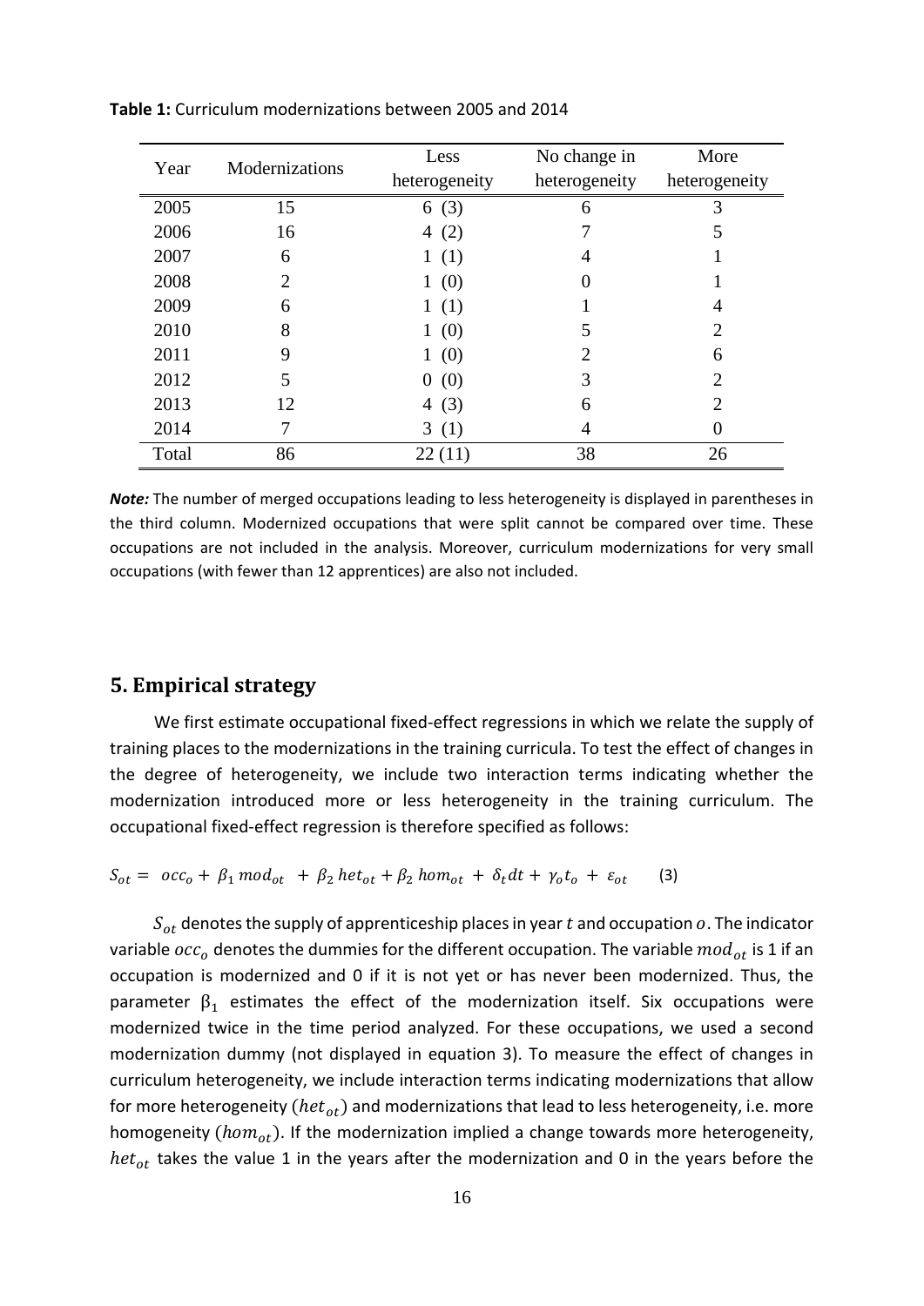**Table 1:** Curriculum modernizations between 2005 and 2014

| Year | Modernizations | Less heterogeneity | No change in heterogeneity | More heterogeneity |
|---|---|---|---|---|
| 2005 | 15 | 6 (3) | 6 | 3 |
| 2006 | 16 | 4 (2) | 7 | 5 |
| 2007 | 6 | 1 (1) | 4 | 1 |
| 2008 | 2 | 1 (0) | 0 | 1 |
| 2009 | 6 | 1 (1) | 1 | 4 |
| 2010 | 8 | 1 (0) | 5 | 2 |
| 2011 | 9 | 1 (0) | 2 | 6 |
| 2012 | 5 | 0 (0) | 3 | 2 |
| 2013 | 12 | 4 (3) | 6 | 2 |
| 2014 | 7 | 3 (1) | 4 | 0 |
| Total | 86 | 22 (11) | 38 | 26 |

***Note:*** The number of merged occupations leading to less heterogeneity is displayed in parentheses in the third column. Modernized occupations that were split cannot be compared over time. These occupations are not included in the analysis. Moreover, curriculum modernizations for very small occupations (with fewer than 12 apprentices) are also not included.

## 5. Empirical strategy

We first estimate occupational fixed-effect regressions in which we relate the supply of training places to the modernizations in the training curricula. To test the effect of changes in the degree of heterogeneity, we include two interaction terms indicating whether the modernization introduced more or less heterogeneity in the training curriculum. The occupational fixed-effect regression is therefore specified as follows:

$$S_{ot} = occ_o + \beta_1 \, mod_{ot} + \beta_2 \, het_{ot} + \beta_2 \, hom_{ot} + \delta_t dt + \gamma_o t_o + \varepsilon_{ot} \qquad (3)$$

$S_{ot}$ denotes the supply of apprenticeship places in year $t$ and occupation $o$. The indicator variable $occ_o$ denotes the dummies for the different occupation. The variable $mod_{ot}$ is 1 if an occupation is modernized and 0 if it is not yet or has never been modernized. Thus, the parameter $\beta_1$ estimates the effect of the modernization itself. Six occupations were modernized twice in the time period analyzed. For these occupations, we used a second modernization dummy (not displayed in equation 3). To measure the effect of changes in curriculum heterogeneity, we include interaction terms indicating modernizations that allow for more heterogeneity ($het_{ot}$) and modernizations that lead to less heterogeneity, i.e. more homogeneity ($hom_{ot}$). If the modernization implied a change towards more heterogeneity, $het_{ot}$ takes the value 1 in the years after the modernization and 0 in the years before the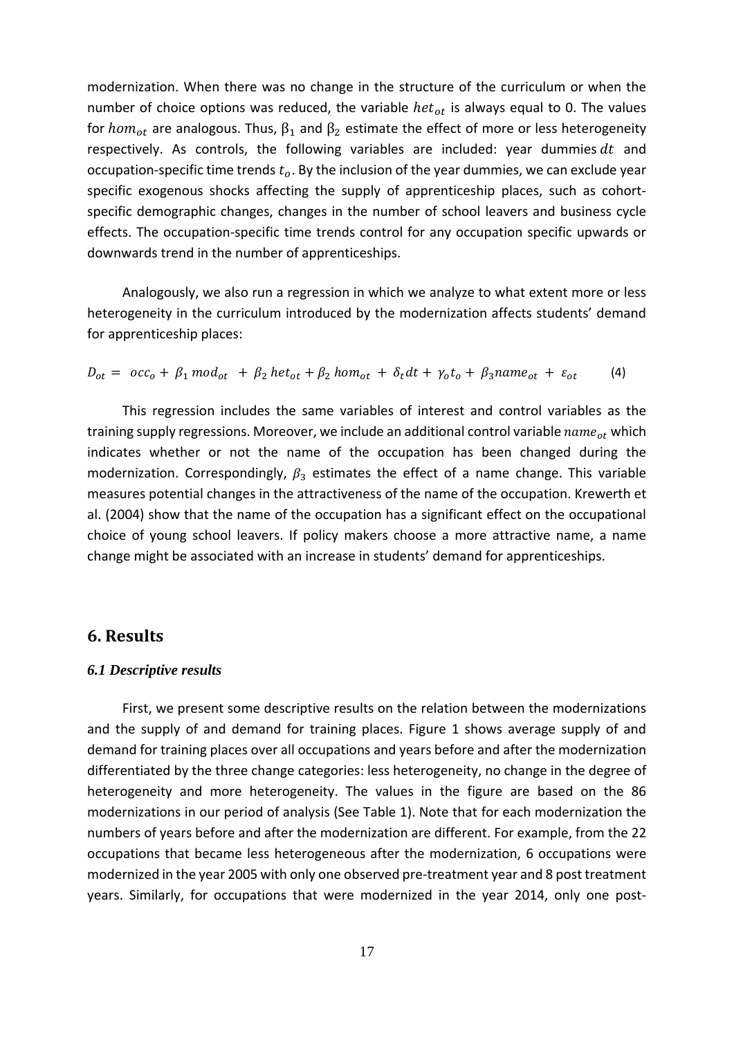modernization. When there was no change in the structure of the curriculum or when the number of choice options was reduced, the variable $het_{ot}$ is always equal to 0. The values for $hom_{ot}$ are analogous. Thus, $\beta_1$ and $\beta_2$ estimate the effect of more or less heterogeneity respectively. As controls, the following variables are included: year dummies $dt$ and occupation-specific time trends $t_o$. By the inclusion of the year dummies, we can exclude year specific exogenous shocks affecting the supply of apprenticeship places, such as cohort-specific demographic changes, changes in the number of school leavers and business cycle effects. The occupation-specific time trends control for any occupation specific upwards or downwards trend in the number of apprenticeships.

Analogously, we also run a regression in which we analyze to what extent more or less heterogeneity in the curriculum introduced by the modernization affects students' demand for apprenticeship places:

$$D_{ot} = occ_o + \beta_1 mod_{ot} + \beta_2 het_{ot} + \beta_2 hom_{ot} + \delta_t dt + \gamma_o t_o + \beta_3 name_{ot} + \varepsilon_{ot} \qquad (4)$$

This regression includes the same variables of interest and control variables as the training supply regressions. Moreover, we include an additional control variable $name_{ot}$ which indicates whether or not the name of the occupation has been changed during the modernization. Correspondingly, $\beta_3$ estimates the effect of a name change. This variable measures potential changes in the attractiveness of the name of the occupation. Krewerth et al. (2004) show that the name of the occupation has a significant effect on the occupational choice of young school leavers. If policy makers choose a more attractive name, a name change might be associated with an increase in students' demand for apprenticeships.

## 6. Results

### *6.1 Descriptive results*

First, we present some descriptive results on the relation between the modernizations and the supply of and demand for training places. Figure 1 shows average supply of and demand for training places over all occupations and years before and after the modernization differentiated by the three change categories: less heterogeneity, no change in the degree of heterogeneity and more heterogeneity. The values in the figure are based on the 86 modernizations in our period of analysis (See Table 1). Note that for each modernization the numbers of years before and after the modernization are different. For example, from the 22 occupations that became less heterogeneous after the modernization, 6 occupations were modernized in the year 2005 with only one observed pre-treatment year and 8 post treatment years. Similarly, for occupations that were modernized in the year 2014, only one post-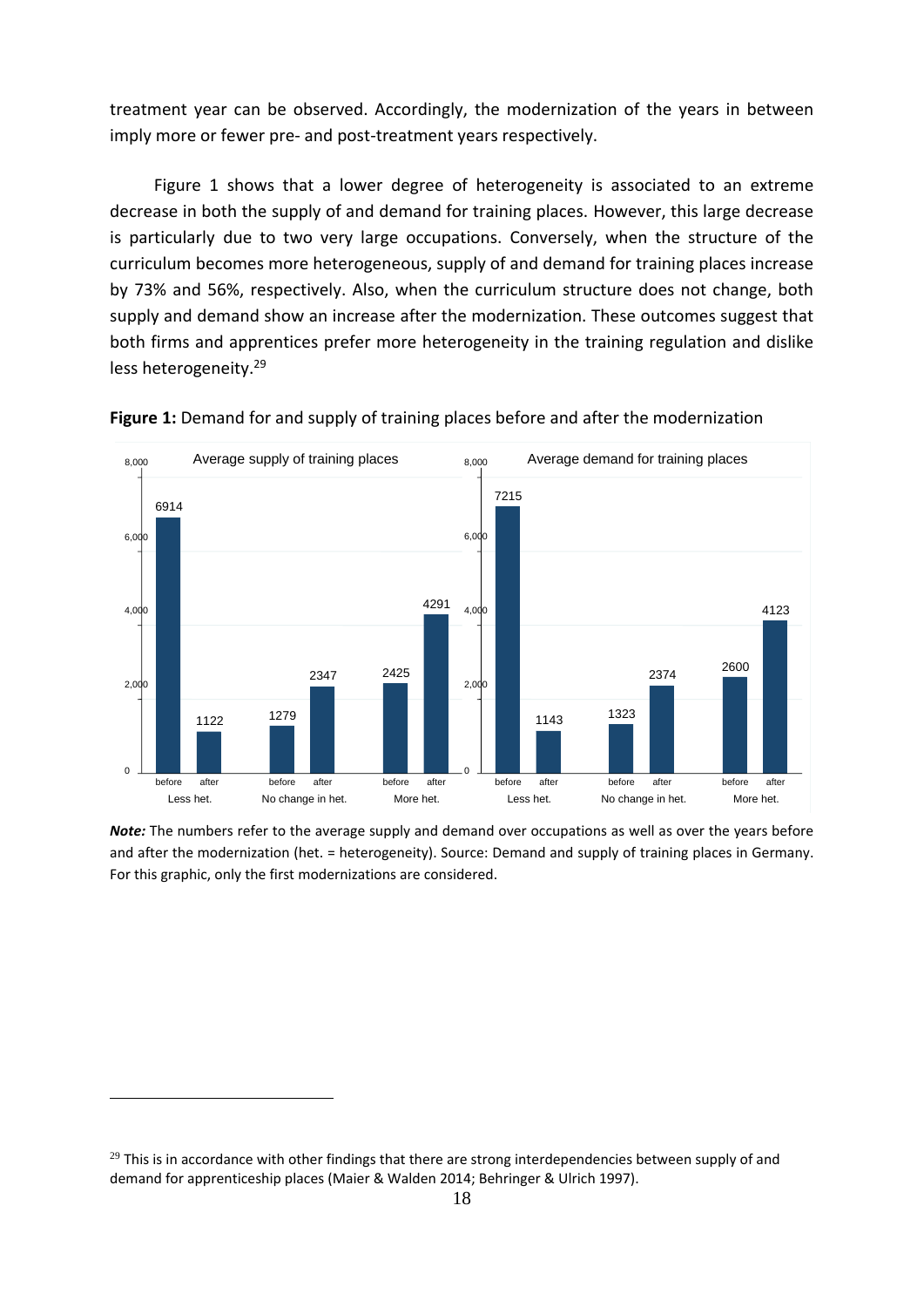treatment year can be observed. Accordingly, the modernization of the years in between imply more or fewer pre- and post-treatment years respectively.

Figure 1 shows that a lower degree of heterogeneity is associated to an extreme decrease in both the supply of and demand for training places. However, this large decrease is particularly due to two very large occupations. Conversely, when the structure of the curriculum becomes more heterogeneous, supply of and demand for training places increase by 73% and 56%, respectively. Also, when the curriculum structure does not change, both supply and demand show an increase after the modernization. These outcomes suggest that both firms and apprentices prefer more heterogeneity in the training regulation and dislike less heterogeneity.[29]

**Figure 1:** Demand for and supply of training places before and after the modernization

| | Less het. before | Less het. after | No change in het. before | No change in het. after | More het. before | More het. after |
|---|---|---|---|---|---|---|
| Average supply of training places | 6914 | 1122 | 1279 | 2347 | 2425 | 4291 |
| Average demand for training places | 7215 | 1143 | 1323 | 2374 | 2600 | 4123 |

***Note:*** The numbers refer to the average supply and demand over occupations as well as over the years before and after the modernization (het. = heterogeneity). Source: Demand and supply of training places in Germany. For this graphic, only the first modernizations are considered.

[29] This is in accordance with other findings that there are strong interdependencies between supply of and demand for apprenticeship places (Maier & Walden 2014; Behringer & Ulrich 1997).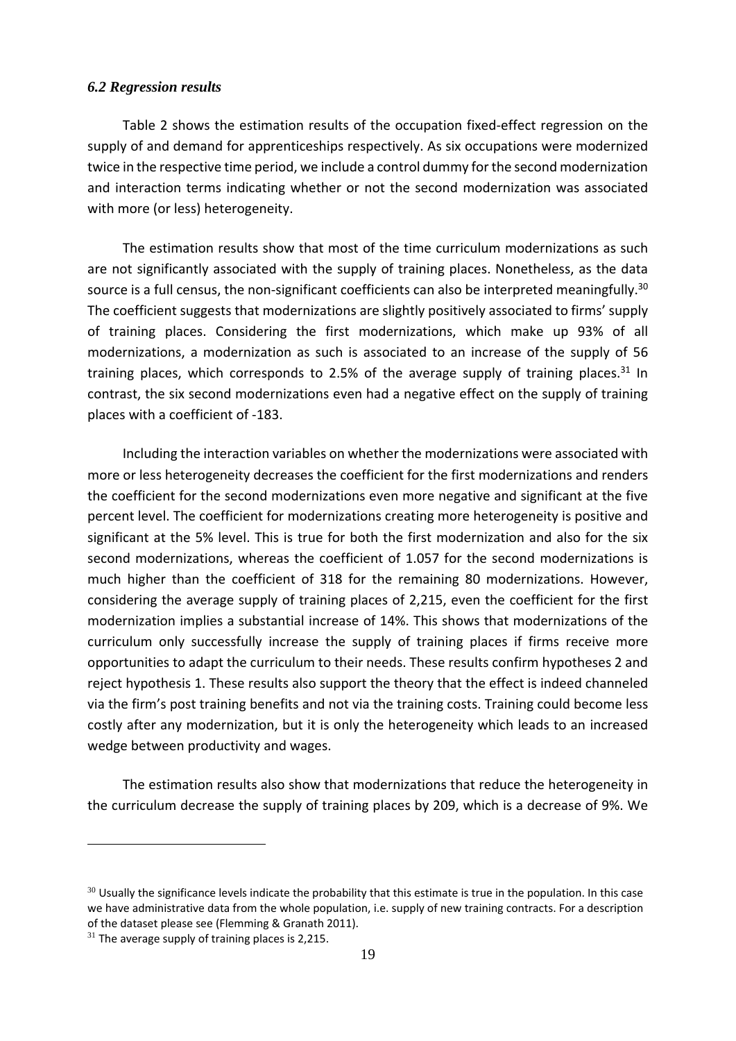### *6.2 Regression results*

Table 2 shows the estimation results of the occupation fixed-effect regression on the supply of and demand for apprenticeships respectively. As six occupations were modernized twice in the respective time period, we include a control dummy for the second modernization and interaction terms indicating whether or not the second modernization was associated with more (or less) heterogeneity.

The estimation results show that most of the time curriculum modernizations as such are not significantly associated with the supply of training places. Nonetheless, as the data source is a full census, the non-significant coefficients can also be interpreted meaningfully.[30] The coefficient suggests that modernizations are slightly positively associated to firms' supply of training places. Considering the first modernizations, which make up 93% of all modernizations, a modernization as such is associated to an increase of the supply of 56 training places, which corresponds to 2.5% of the average supply of training places.[31] In contrast, the six second modernizations even had a negative effect on the supply of training places with a coefficient of -183.

Including the interaction variables on whether the modernizations were associated with more or less heterogeneity decreases the coefficient for the first modernizations and renders the coefficient for the second modernizations even more negative and significant at the five percent level. The coefficient for modernizations creating more heterogeneity is positive and significant at the 5% level. This is true for both the first modernization and also for the six second modernizations, whereas the coefficient of 1.057 for the second modernizations is much higher than the coefficient of 318 for the remaining 80 modernizations. However, considering the average supply of training places of 2,215, even the coefficient for the first modernization implies a substantial increase of 14%. This shows that modernizations of the curriculum only successfully increase the supply of training places if firms receive more opportunities to adapt the curriculum to their needs. These results confirm hypotheses 2 and reject hypothesis 1. These results also support the theory that the effect is indeed channeled via the firm's post training benefits and not via the training costs. Training could become less costly after any modernization, but it is only the heterogeneity which leads to an increased wedge between productivity and wages.

The estimation results also show that modernizations that reduce the heterogeneity in the curriculum decrease the supply of training places by 209, which is a decrease of 9%. We

---

[30] Usually the significance levels indicate the probability that this estimate is true in the population. In this case we have administrative data from the whole population, i.e. supply of new training contracts. For a description of the dataset please see (Flemming & Granath 2011).

[31] The average supply of training places is 2,215.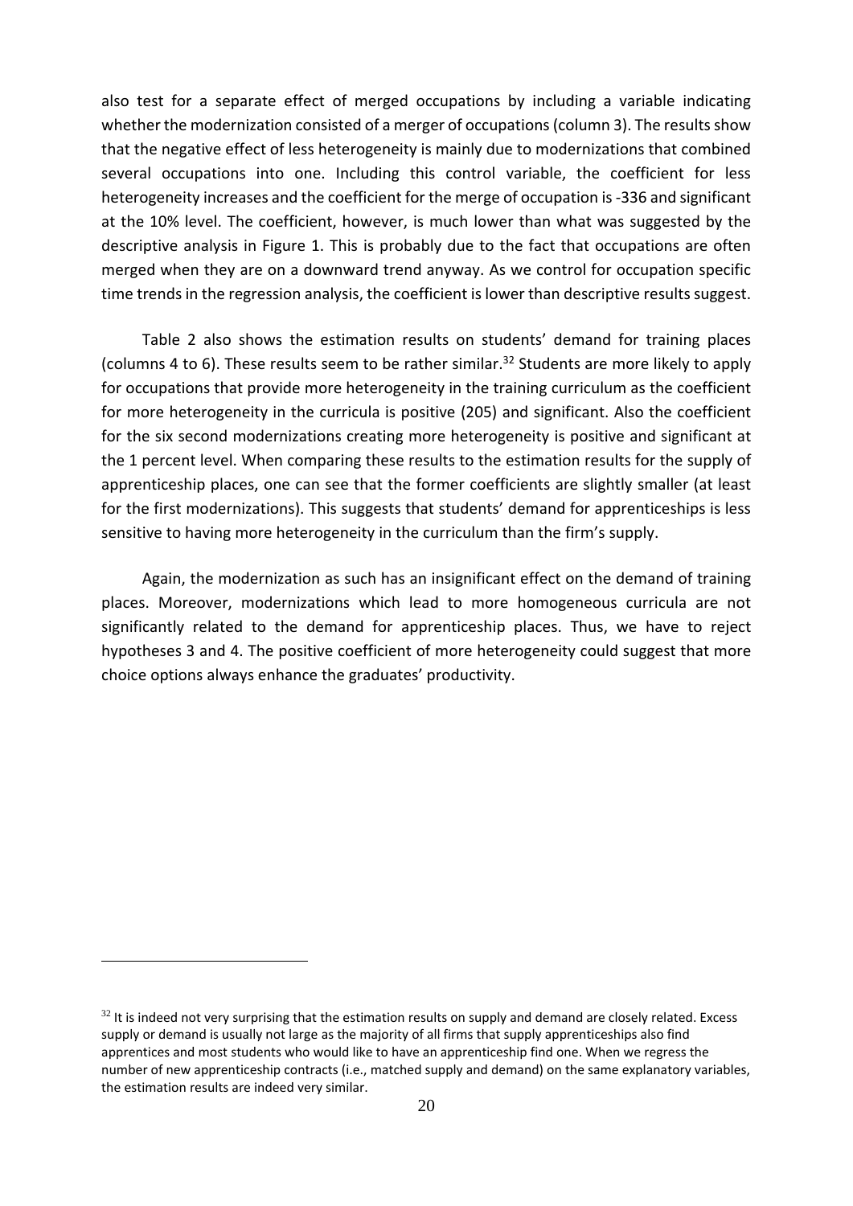also test for a separate effect of merged occupations by including a variable indicating whether the modernization consisted of a merger of occupations (column 3). The results show that the negative effect of less heterogeneity is mainly due to modernizations that combined several occupations into one. Including this control variable, the coefficient for less heterogeneity increases and the coefficient for the merge of occupation is -336 and significant at the 10% level. The coefficient, however, is much lower than what was suggested by the descriptive analysis in Figure 1. This is probably due to the fact that occupations are often merged when they are on a downward trend anyway. As we control for occupation specific time trends in the regression analysis, the coefficient is lower than descriptive results suggest.

Table 2 also shows the estimation results on students' demand for training places (columns 4 to 6). These results seem to be rather similar.[32] Students are more likely to apply for occupations that provide more heterogeneity in the training curriculum as the coefficient for more heterogeneity in the curricula is positive (205) and significant. Also the coefficient for the six second modernizations creating more heterogeneity is positive and significant at the 1 percent level. When comparing these results to the estimation results for the supply of apprenticeship places, one can see that the former coefficients are slightly smaller (at least for the first modernizations). This suggests that students' demand for apprenticeships is less sensitive to having more heterogeneity in the curriculum than the firm's supply.

Again, the modernization as such has an insignificant effect on the demand of training places. Moreover, modernizations which lead to more homogeneous curricula are not significantly related to the demand for apprenticeship places. Thus, we have to reject hypotheses 3 and 4. The positive coefficient of more heterogeneity could suggest that more choice options always enhance the graduates' productivity.

[32] It is indeed not very surprising that the estimation results on supply and demand are closely related. Excess supply or demand is usually not large as the majority of all firms that supply apprenticeships also find apprentices and most students who would like to have an apprenticeship find one. When we regress the number of new apprenticeship contracts (i.e., matched supply and demand) on the same explanatory variables, the estimation results are indeed very similar.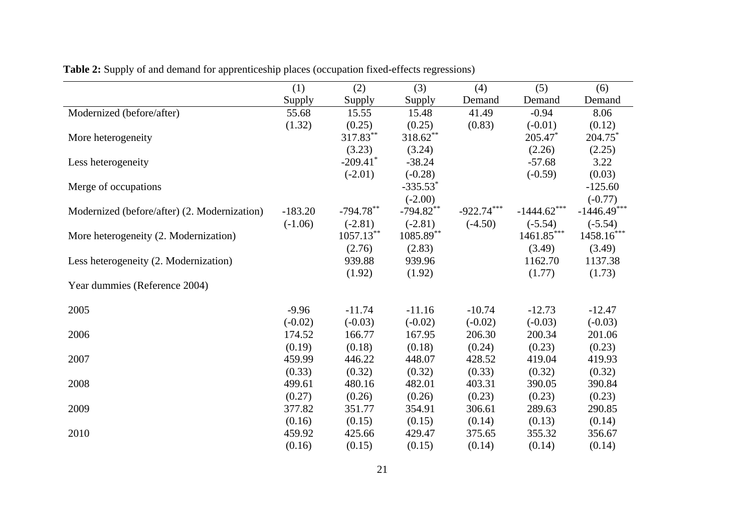**Table 2:** Supply of and demand for apprenticeship places (occupation fixed-effects regressions)

| | (1) | (2) | (3) | (4) | (5) | (6) |
|---|---|---|---|---|---|---|
| | Supply | Supply | Supply | Demand | Demand | Demand |
| Modernized (before/after) | 55.68 | 15.55 | 15.48 | 41.49 | -0.94 | 8.06 |
| | (1.32) | (0.25) | (0.25) | (0.83) | (-0.01) | (0.12) |
| More heterogeneity | | 317.83** | 318.62** | | 205.47* | 204.75* |
| | | (3.23) | (3.24) | | (2.26) | (2.25) |
| Less heterogeneity | | -209.41* | -38.24 | | -57.68 | 3.22 |
| | | (-2.01) | (-0.28) | | (-0.59) | (0.03) |
| Merge of occupations | | | -335.53* | | | -125.60 |
| | | | (-2.00) | | | (-0.77) |
| Modernized (before/after) (2. Modernization) | -183.20 | -794.78** | -794.82** | -922.74*** | -1444.62*** | -1446.49*** |
| | (-1.06) | (-2.81) | (-2.81) | (-4.50) | (-5.54) | (-5.54) |
| More heterogeneity (2. Modernization) | | 1057.13** | 1085.89** | | 1461.85*** | 1458.16*** |
| | | (2.76) | (2.83) | | (3.49) | (3.49) |
| Less heterogeneity (2. Modernization) | | 939.88 | 939.96 | | 1162.70 | 1137.38 |
| | | (1.92) | (1.92) | | (1.77) | (1.73) |
| Year dummies (Reference 2004) | | | | | | |
| 2005 | -9.96 | -11.74 | -11.16 | -10.74 | -12.73 | -12.47 |
| | (-0.02) | (-0.03) | (-0.02) | (-0.02) | (-0.03) | (-0.03) |
| 2006 | 174.52 | 166.77 | 167.95 | 206.30 | 200.34 | 201.06 |
| | (0.19) | (0.18) | (0.18) | (0.24) | (0.23) | (0.23) |
| 2007 | 459.99 | 446.22 | 448.07 | 428.52 | 419.04 | 419.93 |
| | (0.33) | (0.32) | (0.32) | (0.33) | (0.32) | (0.32) |
| 2008 | 499.61 | 480.16 | 482.01 | 403.31 | 390.05 | 390.84 |
| | (0.27) | (0.26) | (0.26) | (0.23) | (0.23) | (0.23) |
| 2009 | 377.82 | 351.77 | 354.91 | 306.61 | 289.63 | 290.85 |
| | (0.16) | (0.15) | (0.15) | (0.14) | (0.13) | (0.14) |
| 2010 | 459.92 | 425.66 | 429.47 | 375.65 | 355.32 | 356.67 |
| | (0.16) | (0.15) | (0.15) | (0.14) | (0.14) | (0.14) |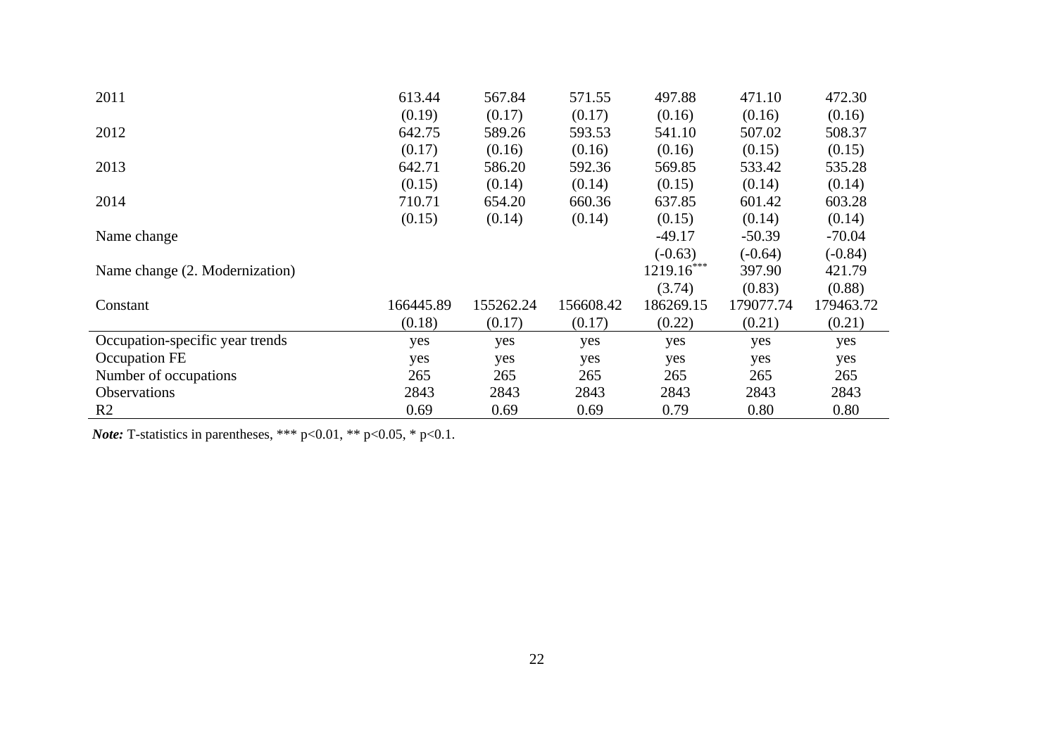| | | | | | | |
|---|---|---|---|---|---|---|
| 2011 | 613.44 | 567.84 | 571.55 | 497.88 | 471.10 | 472.30 |
| | (0.19) | (0.17) | (0.17) | (0.16) | (0.16) | (0.16) |
| 2012 | 642.75 | 589.26 | 593.53 | 541.10 | 507.02 | 508.37 |
| | (0.17) | (0.16) | (0.16) | (0.16) | (0.15) | (0.15) |
| 2013 | 642.71 | 586.20 | 592.36 | 569.85 | 533.42 | 535.28 |
| | (0.15) | (0.14) | (0.14) | (0.15) | (0.14) | (0.14) |
| 2014 | 710.71 | 654.20 | 660.36 | 637.85 | 601.42 | 603.28 |
| | (0.15) | (0.14) | (0.14) | (0.15) | (0.14) | (0.14) |
| Name change | | | | -49.17 | -50.39 | -70.04 |
| | | | | (-0.63) | (-0.64) | (-0.84) |
| Name change (2. Modernization) | | | | 1219.16*** | 397.90 | 421.79 |
| | | | | (3.74) | (0.83) | (0.88) |
| Constant | 166445.89 | 155262.24 | 156608.42 | 186269.15 | 179077.74 | 179463.72 |
| | (0.18) | (0.17) | (0.17) | (0.22) | (0.21) | (0.21) |
| Occupation-specific year trends | yes | yes | yes | yes | yes | yes |
| Occupation FE | yes | yes | yes | yes | yes | yes |
| Number of occupations | 265 | 265 | 265 | 265 | 265 | 265 |
| Observations | 2843 | 2843 | 2843 | 2843 | 2843 | 2843 |
| $R^2$ | 0.69 | 0.69 | 0.69 | 0.79 | 0.80 | 0.80 |

***Note:*** T-statistics in parentheses, *** $p<0.01$, ** $p<0.05$, * $p<0.1$.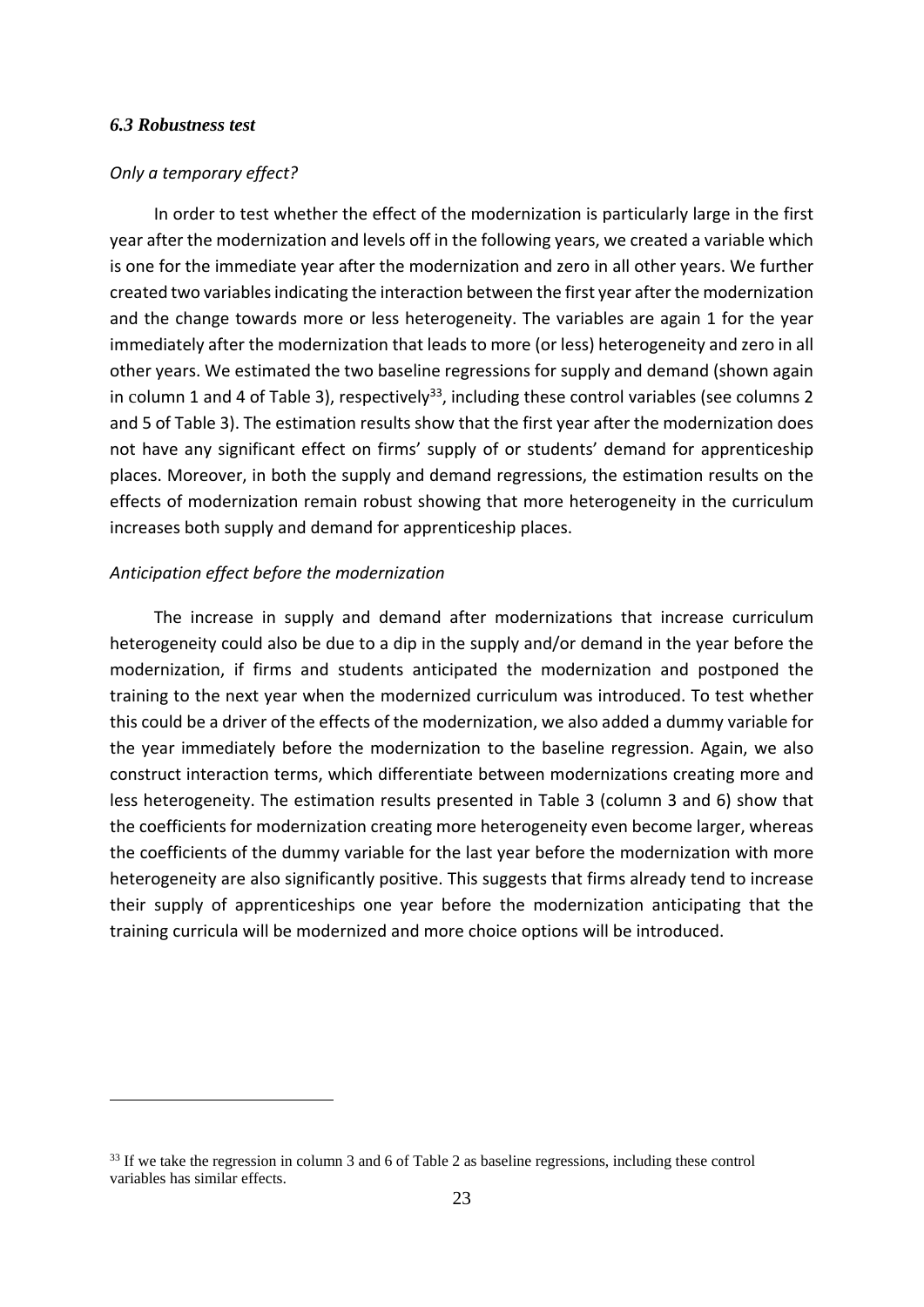### *6.3 Robustness test*

*Only a temporary effect?*

In order to test whether the effect of the modernization is particularly large in the first year after the modernization and levels off in the following years, we created a variable which is one for the immediate year after the modernization and zero in all other years. We further created two variables indicating the interaction between the first year after the modernization and the change towards more or less heterogeneity. The variables are again 1 for the year immediately after the modernization that leads to more (or less) heterogeneity and zero in all other years. We estimated the two baseline regressions for supply and demand (shown again in column 1 and 4 of Table 3), respectively[33], including these control variables (see columns 2 and 5 of Table 3). The estimation results show that the first year after the modernization does not have any significant effect on firms' supply of or students' demand for apprenticeship places. Moreover, in both the supply and demand regressions, the estimation results on the effects of modernization remain robust showing that more heterogeneity in the curriculum increases both supply and demand for apprenticeship places.

*Anticipation effect before the modernization*

The increase in supply and demand after modernizations that increase curriculum heterogeneity could also be due to a dip in the supply and/or demand in the year before the modernization, if firms and students anticipated the modernization and postponed the training to the next year when the modernized curriculum was introduced. To test whether this could be a driver of the effects of the modernization, we also added a dummy variable for the year immediately before the modernization to the baseline regression. Again, we also construct interaction terms, which differentiate between modernizations creating more and less heterogeneity. The estimation results presented in Table 3 (column 3 and 6) show that the coefficients for modernization creating more heterogeneity even become larger, whereas the coefficients of the dummy variable for the last year before the modernization with more heterogeneity are also significantly positive. This suggests that firms already tend to increase their supply of apprenticeships one year before the modernization anticipating that the training curricula will be modernized and more choice options will be introduced.

---

[33] If we take the regression in column 3 and 6 of Table 2 as baseline regressions, including these control variables has similar effects.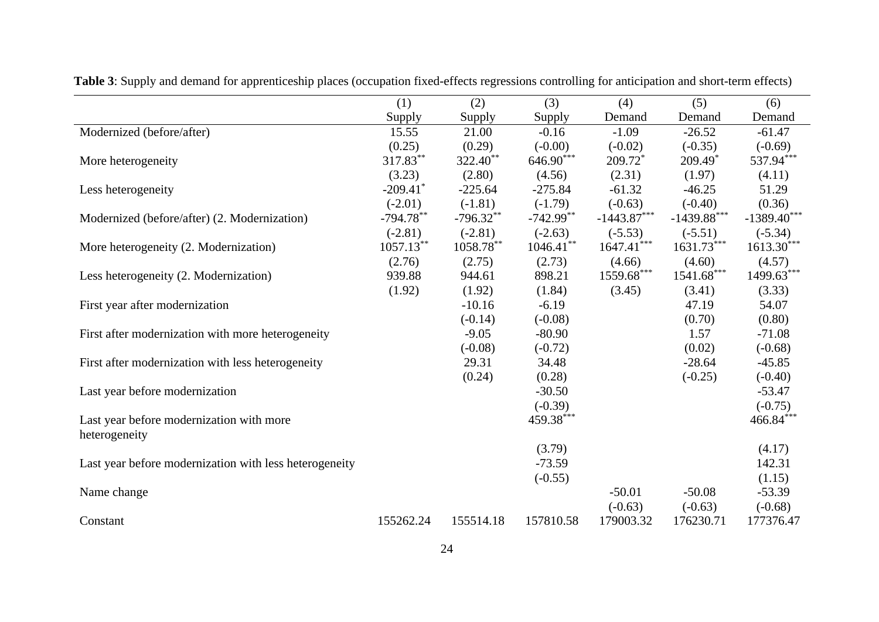**Table 3**: Supply and demand for apprenticeship places (occupation fixed-effects regressions controlling for anticipation and short-term effects)

| | (1) | (2) | (3) | (4) | (5) | (6) |
|---|---|---|---|---|---|---|
| | Supply | Supply | Supply | Demand | Demand | Demand |
| Modernized (before/after) | 15.55 | 21.00 | -0.16 | -1.09 | -26.52 | -61.47 |
| | (0.25) | (0.29) | (-0.00) | (-0.02) | (-0.35) | (-0.69) |
| More heterogeneity | 317.83** | 322.40** | 646.90*** | 209.72* | 209.49* | 537.94*** |
| | (3.23) | (2.80) | (4.56) | (2.31) | (1.97) | (4.11) |
| Less heterogeneity | -209.41* | -225.64 | -275.84 | -61.32 | -46.25 | 51.29 |
| | (-2.01) | (-1.81) | (-1.79) | (-0.63) | (-0.40) | (0.36) |
| Modernized (before/after) (2. Modernization) | -794.78** | -796.32** | -742.99** | -1443.87*** | -1439.88*** | -1389.40*** |
| | (-2.81) | (-2.81) | (-2.63) | (-5.53) | (-5.51) | (-5.34) |
| More heterogeneity (2. Modernization) | 1057.13** | 1058.78** | 1046.41** | 1647.41*** | 1631.73*** | 1613.30*** |
| | (2.76) | (2.75) | (2.73) | (4.66) | (4.60) | (4.57) |
| Less heterogeneity (2. Modernization) | 939.88 | 944.61 | 898.21 | 1559.68*** | 1541.68*** | 1499.63*** |
| | (1.92) | (1.92) | (1.84) | (3.45) | (3.41) | (3.33) |
| First year after modernization | | -10.16 | -6.19 | | 47.19 | 54.07 |
| | | (-0.14) | (-0.08) | | (0.70) | (0.80) |
| First after modernization with more heterogeneity | | -9.05 | -80.90 | | 1.57 | -71.08 |
| | | (-0.08) | (-0.72) | | (0.02) | (-0.68) |
| First after modernization with less heterogeneity | | 29.31 | 34.48 | | -28.64 | -45.85 |
| | | (0.24) | (0.28) | | (-0.25) | (-0.40) |
| Last year before modernization | | | -30.50 | | | -53.47 |
| | | | (-0.39) | | | (-0.75) |
| Last year before modernization with more heterogeneity | | | 459.38*** | | | 466.84*** |
| | | | (3.79) | | | (4.17) |
| Last year before modernization with less heterogeneity | | | -73.59 | | | 142.31 |
| | | | (-0.55) | | | (1.15) |
| Name change | | | | -50.01 | -50.08 | -53.39 |
| | | | | (-0.63) | (-0.63) | (-0.68) |
| Constant | 155262.24 | 155514.18 | 157810.58 | 179003.32 | 176230.71 | 177376.47 |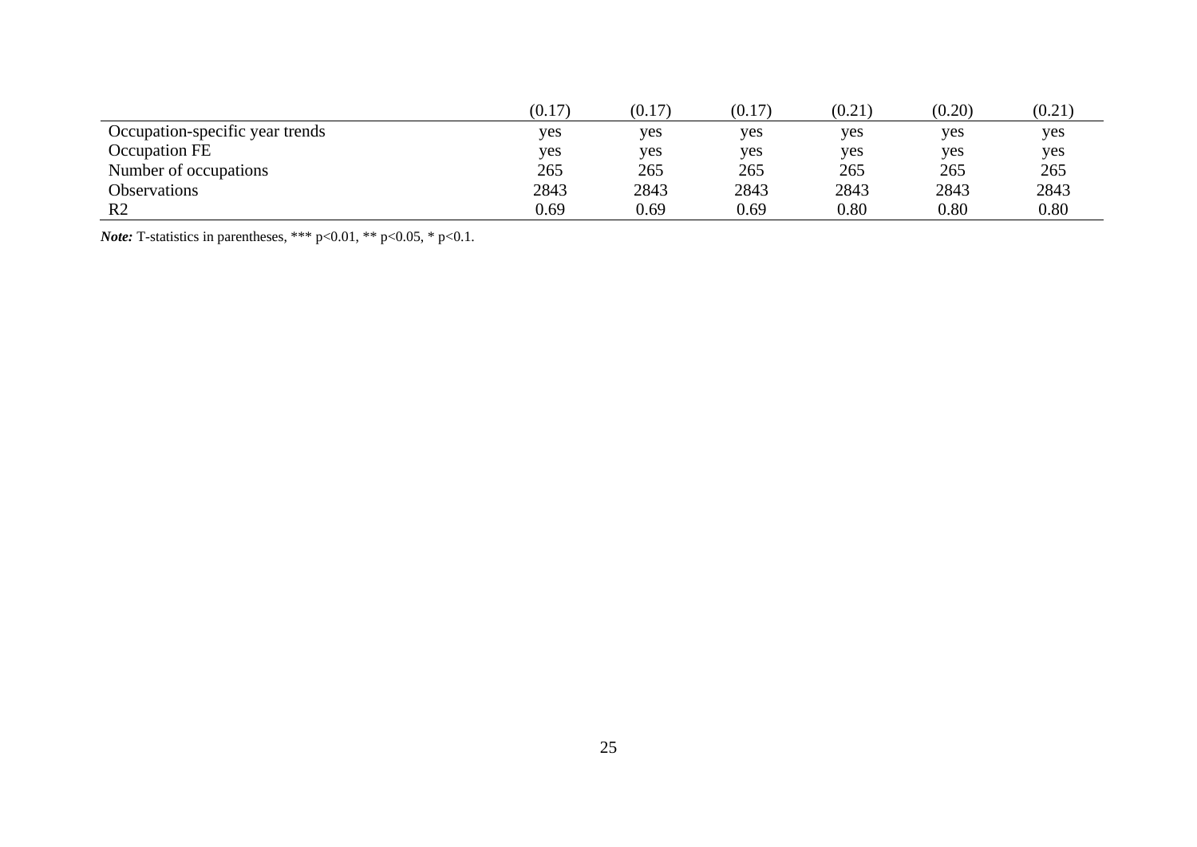| | | | | | | |
|---|---|---|---|---|---|---|
| | (0.17) | (0.17) | (0.17) | (0.21) | (0.20) | (0.21) |
| Occupation-specific year trends | yes | yes | yes | yes | yes | yes |
| Occupation FE | yes | yes | yes | yes | yes | yes |
| Number of occupations | 265 | 265 | 265 | 265 | 265 | 265 |
| Observations | 2843 | 2843 | 2843 | 2843 | 2843 | 2843 |
| R2 | 0.69 | 0.69 | 0.69 | 0.80 | 0.80 | 0.80 |

***Note:*** T-statistics in parentheses, *** p<0.01, ** p<0.05, * p<0.1.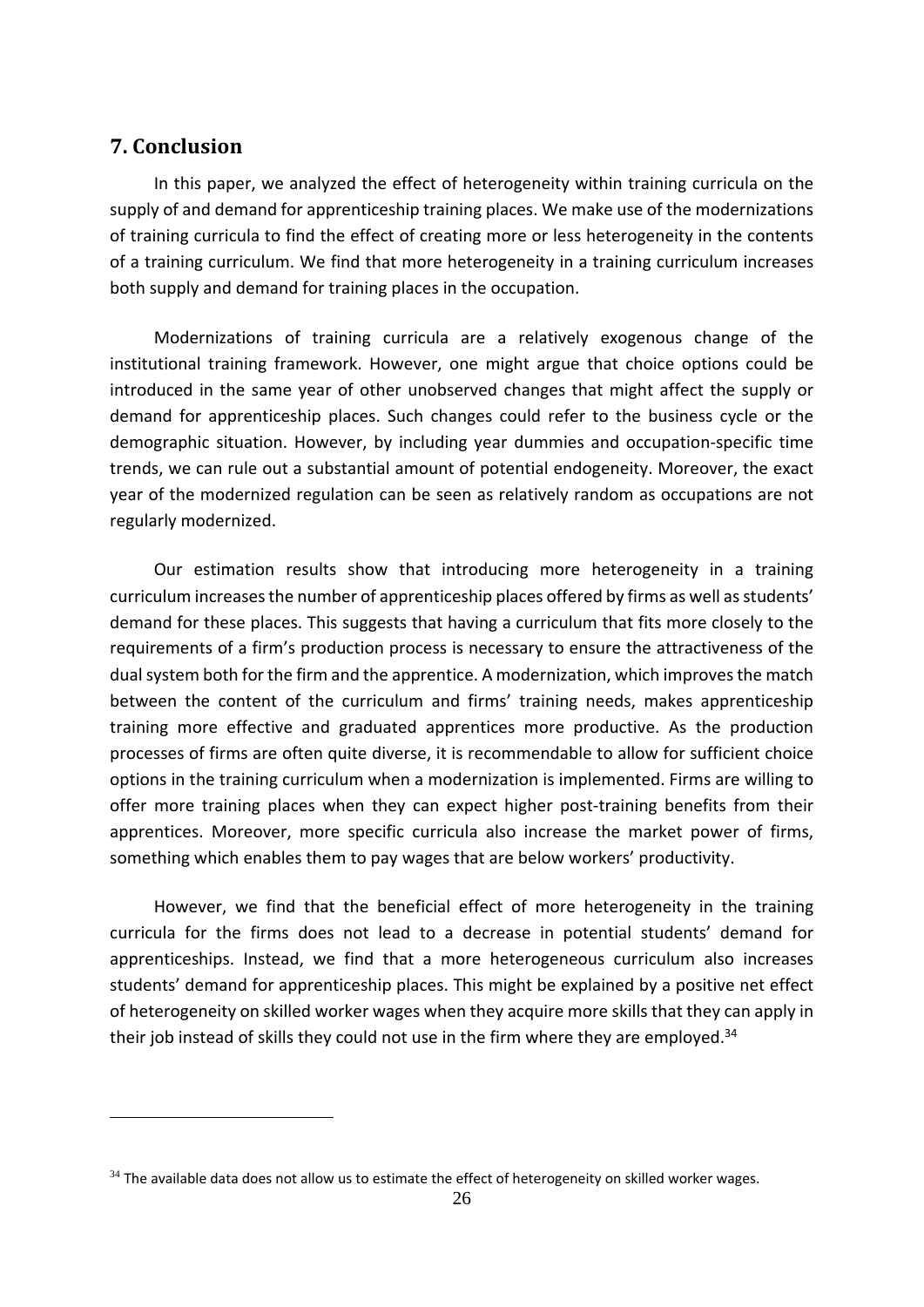## 7. Conclusion

In this paper, we analyzed the effect of heterogeneity within training curricula on the supply of and demand for apprenticeship training places. We make use of the modernizations of training curricula to find the effect of creating more or less heterogeneity in the contents of a training curriculum. We find that more heterogeneity in a training curriculum increases both supply and demand for training places in the occupation.

Modernizations of training curricula are a relatively exogenous change of the institutional training framework. However, one might argue that choice options could be introduced in the same year of other unobserved changes that might affect the supply or demand for apprenticeship places. Such changes could refer to the business cycle or the demographic situation. However, by including year dummies and occupation-specific time trends, we can rule out a substantial amount of potential endogeneity. Moreover, the exact year of the modernized regulation can be seen as relatively random as occupations are not regularly modernized.

Our estimation results show that introducing more heterogeneity in a training curriculum increases the number of apprenticeship places offered by firms as well as students' demand for these places. This suggests that having a curriculum that fits more closely to the requirements of a firm's production process is necessary to ensure the attractiveness of the dual system both for the firm and the apprentice. A modernization, which improves the match between the content of the curriculum and firms' training needs, makes apprenticeship training more effective and graduated apprentices more productive. As the production processes of firms are often quite diverse, it is recommendable to allow for sufficient choice options in the training curriculum when a modernization is implemented. Firms are willing to offer more training places when they can expect higher post-training benefits from their apprentices. Moreover, more specific curricula also increase the market power of firms, something which enables them to pay wages that are below workers' productivity.

However, we find that the beneficial effect of more heterogeneity in the training curricula for the firms does not lead to a decrease in potential students' demand for apprenticeships. Instead, we find that a more heterogeneous curriculum also increases students' demand for apprenticeship places. This might be explained by a positive net effect of heterogeneity on skilled worker wages when they acquire more skills that they can apply in their job instead of skills they could not use in the firm where they are employed.[34]

[34] The available data does not allow us to estimate the effect of heterogeneity on skilled worker wages.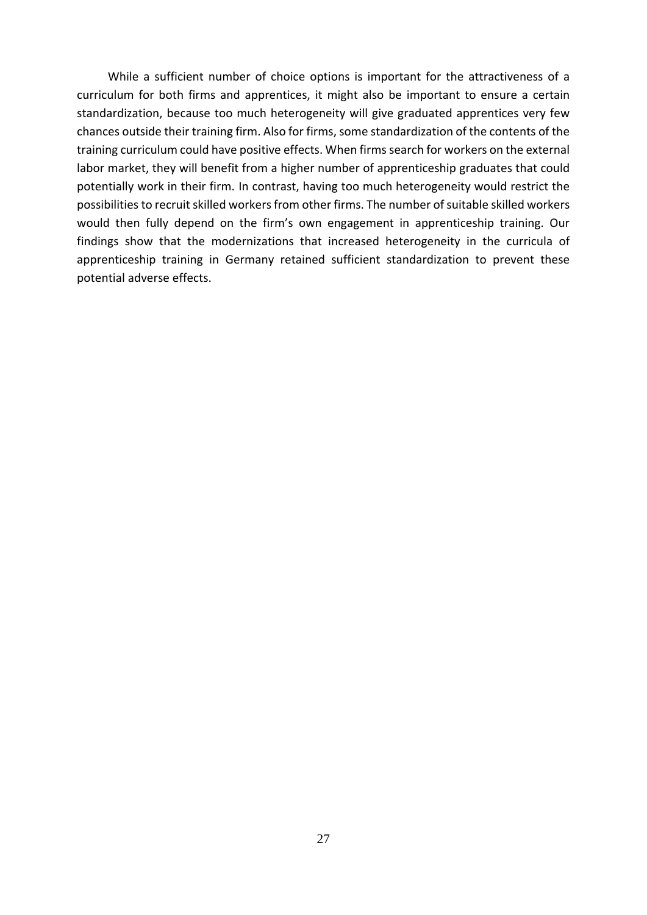While a sufficient number of choice options is important for the attractiveness of a curriculum for both firms and apprentices, it might also be important to ensure a certain standardization, because too much heterogeneity will give graduated apprentices very few chances outside their training firm. Also for firms, some standardization of the contents of the training curriculum could have positive effects. When firms search for workers on the external labor market, they will benefit from a higher number of apprenticeship graduates that could potentially work in their firm. In contrast, having too much heterogeneity would restrict the possibilities to recruit skilled workers from other firms. The number of suitable skilled workers would then fully depend on the firm's own engagement in apprenticeship training. Our findings show that the modernizations that increased heterogeneity in the curricula of apprenticeship training in Germany retained sufficient standardization to prevent these potential adverse effects.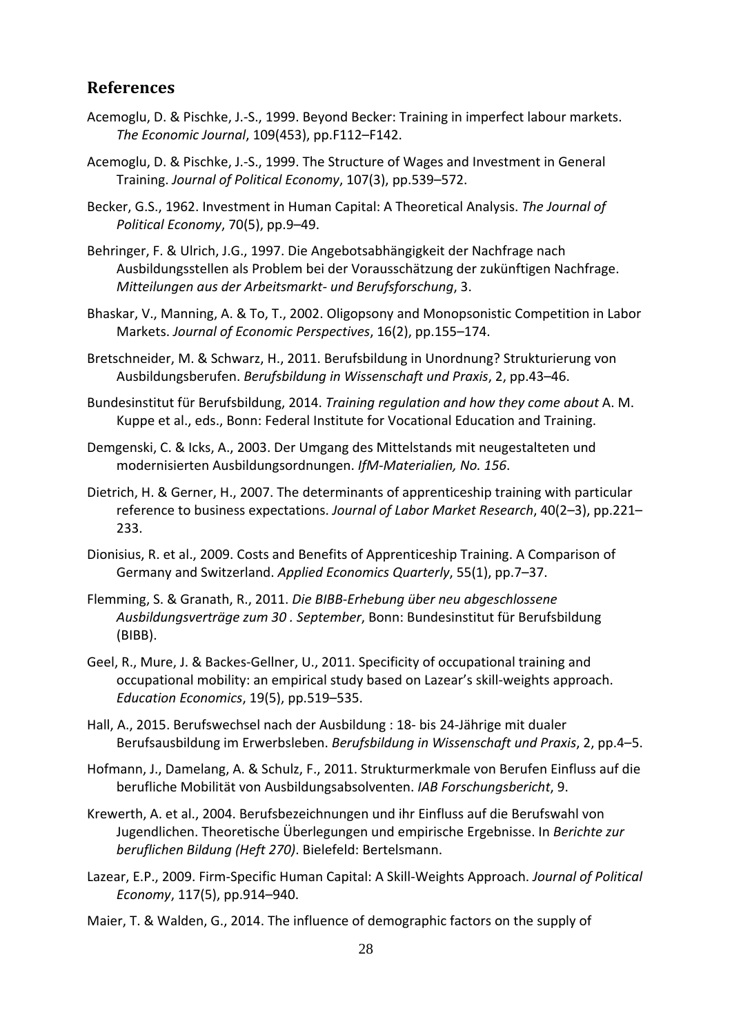## References

Acemoglu, D. & Pischke, J.-S., 1999. Beyond Becker: Training in imperfect labour markets. *The Economic Journal*, 109(453), pp.F112–F142.

Acemoglu, D. & Pischke, J.-S., 1999. The Structure of Wages and Investment in General Training. *Journal of Political Economy*, 107(3), pp.539–572.

Becker, G.S., 1962. Investment in Human Capital: A Theoretical Analysis. *The Journal of Political Economy*, 70(5), pp.9–49.

Behringer, F. & Ulrich, J.G., 1997. Die Angebotsabhängigkeit der Nachfrage nach Ausbildungsstellen als Problem bei der Vorausschätzung der zukünftigen Nachfrage. *Mitteilungen aus der Arbeitsmarkt- und Berufsforschung*, 3.

Bhaskar, V., Manning, A. & To, T., 2002. Oligopsony and Monopsonistic Competition in Labor Markets. *Journal of Economic Perspectives*, 16(2), pp.155–174.

Bretschneider, M. & Schwarz, H., 2011. Berufsbildung in Unordnung? Strukturierung von Ausbildungsberufen. *Berufsbildung in Wissenschaft und Praxis*, 2, pp.43–46.

Bundesinstitut für Berufsbildung, 2014. *Training regulation and how they come about* A. M. Kuppe et al., eds., Bonn: Federal Institute for Vocational Education and Training.

Demgenski, C. & Icks, A., 2003. Der Umgang des Mittelstands mit neugestalteten und modernisierten Ausbildungsordnungen. *IfM-Materialien, No. 156*.

Dietrich, H. & Gerner, H., 2007. The determinants of apprenticeship training with particular reference to business expectations. *Journal of Labor Market Research*, 40(2–3), pp.221–233.

Dionisius, R. et al., 2009. Costs and Benefits of Apprenticeship Training. A Comparison of Germany and Switzerland. *Applied Economics Quarterly*, 55(1), pp.7–37.

Flemming, S. & Granath, R., 2011. *Die BIBB-Erhebung über neu abgeschlossene Ausbildungsverträge zum 30 . September*, Bonn: Bundesinstitut für Berufsbildung (BIBB).

Geel, R., Mure, J. & Backes-Gellner, U., 2011. Specificity of occupational training and occupational mobility: an empirical study based on Lazear's skill-weights approach. *Education Economics*, 19(5), pp.519–535.

Hall, A., 2015. Berufswechsel nach der Ausbildung : 18- bis 24-Jährige mit dualer Berufsausbildung im Erwerbsleben. *Berufsbildung in Wissenschaft und Praxis*, 2, pp.4–5.

Hofmann, J., Damelang, A. & Schulz, F., 2011. Strukturmerkmale von Berufen Einfluss auf die berufliche Mobilität von Ausbildungsabsolventen. *IAB Forschungsbericht*, 9.

Krewerth, A. et al., 2004. Berufsbezeichnungen und ihr Einfluss auf die Berufswahl von Jugendlichen. Theoretische Überlegungen und empirische Ergebnisse. In *Berichte zur beruflichen Bildung (Heft 270)*. Bielefeld: Bertelsmann.

Lazear, E.P., 2009. Firm-Specific Human Capital: A Skill-Weights Approach. *Journal of Political Economy*, 117(5), pp.914–940.

Maier, T. & Walden, G., 2014. The influence of demographic factors on the supply of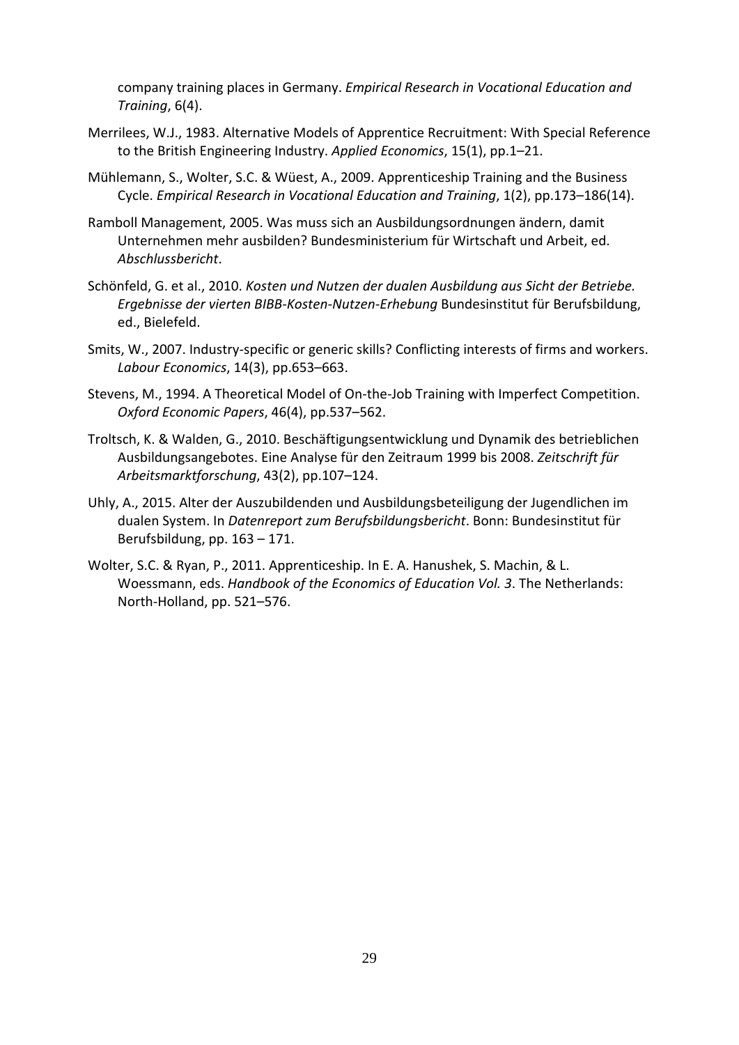company training places in Germany. *Empirical Research in Vocational Education and Training*, 6(4).

Merrilees, W.J., 1983. Alternative Models of Apprentice Recruitment: With Special Reference to the British Engineering Industry. *Applied Economics*, 15(1), pp.1–21.

Mühlemann, S., Wolter, S.C. & Wüest, A., 2009. Apprenticeship Training and the Business Cycle. *Empirical Research in Vocational Education and Training*, 1(2), pp.173–186(14).

Ramboll Management, 2005. Was muss sich an Ausbildungsordnungen ändern, damit Unternehmen mehr ausbilden? Bundesministerium für Wirtschaft und Arbeit, ed. *Abschlussbericht*.

Schönfeld, G. et al., 2010. *Kosten und Nutzen der dualen Ausbildung aus Sicht der Betriebe. Ergebnisse der vierten BIBB-Kosten-Nutzen-Erhebung* Bundesinstitut für Berufsbildung, ed., Bielefeld.

Smits, W., 2007. Industry-specific or generic skills? Conflicting interests of firms and workers. *Labour Economics*, 14(3), pp.653–663.

Stevens, M., 1994. A Theoretical Model of On-the-Job Training with Imperfect Competition. *Oxford Economic Papers*, 46(4), pp.537–562.

Troltsch, K. & Walden, G., 2010. Beschäftigungsentwicklung und Dynamik des betrieblichen Ausbildungsangebotes. Eine Analyse für den Zeitraum 1999 bis 2008. *Zeitschrift für Arbeitsmarktforschung*, 43(2), pp.107–124.

Uhly, A., 2015. Alter der Auszubildenden und Ausbildungsbeteiligung der Jugendlichen im dualen System. In *Datenreport zum Berufsbildungsbericht*. Bonn: Bundesinstitut für Berufsbildung, pp. 163 – 171.

Wolter, S.C. & Ryan, P., 2011. Apprenticeship. In E. A. Hanushek, S. Machin, & L. Woessmann, eds. *Handbook of the Economics of Education Vol. 3*. The Netherlands: North-Holland, pp. 521–576.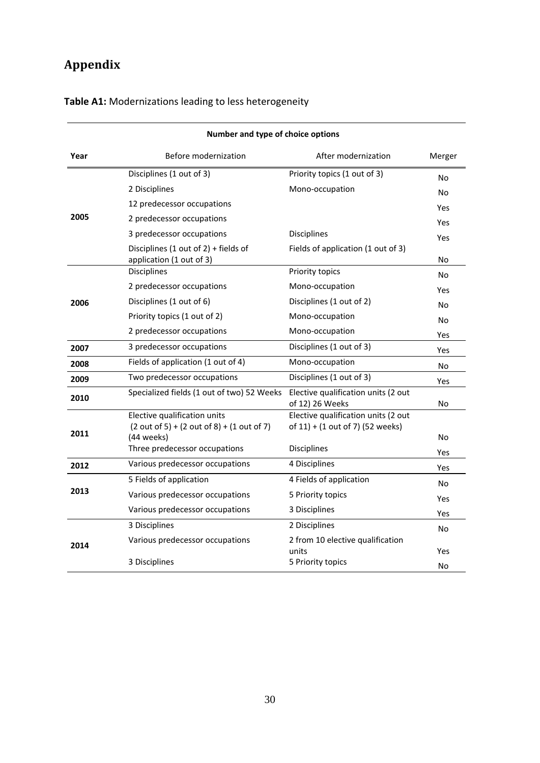# Appendix

**Table A1:** Modernizations leading to less heterogeneity

| Year | Before modernization | After modernization | Merger |
|---|---|---|---|
| | **Number and type of choice options** | | |
| 2005 | Disciplines (1 out of 3) | Priority topics (1 out of 3) | No |
| | 2 Disciplines | Mono-occupation | No |
| | 12 predecessor occupations | | Yes |
| | 2 predecessor occupations | | Yes |
| | 3 predecessor occupations | Disciplines | Yes |
| | Disciplines (1 out of 2) + fields of application (1 out of 3) | Fields of application (1 out of 3) | No |
| 2006 | Disciplines | Priority topics | No |
| | 2 predecessor occupations | Mono-occupation | Yes |
| | Disciplines (1 out of 6) | Disciplines (1 out of 2) | No |
| | Priority topics (1 out of 2) | Mono-occupation | No |
| | 2 predecessor occupations | Mono-occupation | Yes |
| 2007 | 3 predecessor occupations | Disciplines (1 out of 3) | Yes |
| 2008 | Fields of application (1 out of 4) | Mono-occupation | No |
| 2009 | Two predecessor occupations | Disciplines (1 out of 3) | Yes |
| 2010 | Specialized fields (1 out of two) 52 Weeks | Elective qualification units (2 out of 12) 26 Weeks | No |
| 2011 | Elective qualification units (2 out of 5) + (2 out of 8) + (1 out of 7) (44 weeks) | Elective qualification units (2 out of 11) + (1 out of 7) (52 weeks) | No |
| | Three predecessor occupations | Disciplines | Yes |
| 2012 | Various predecessor occupations | 4 Disciplines | Yes |
| 2013 | 5 Fields of application | 4 Fields of application | No |
| | Various predecessor occupations | 5 Priority topics | Yes |
| | Various predecessor occupations | 3 Disciplines | Yes |
| 2014 | 3 Disciplines | 2 Disciplines | No |
| | Various predecessor occupations | 2 from 10 elective qualification units | Yes |
| | 3 Disciplines | 5 Priority topics | No |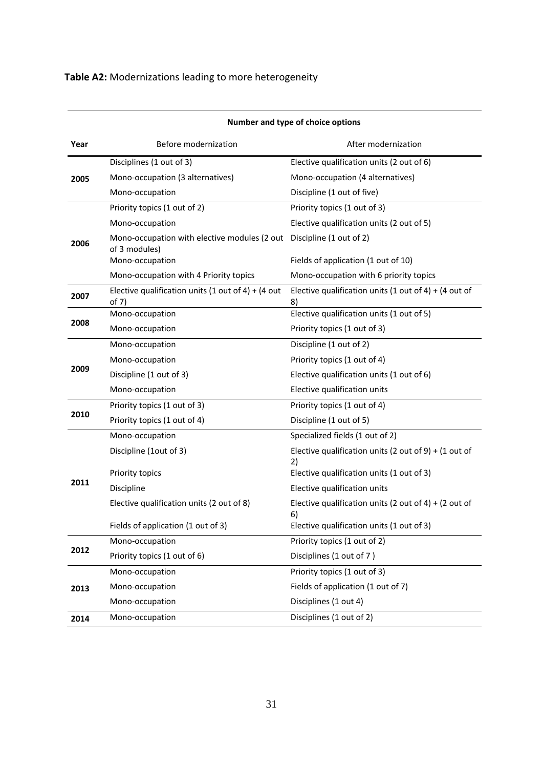**Table A2:** Modernizations leading to more heterogeneity

| | Number and type of choice options | |
|---|---|---|
| **Year** | Before modernization | After modernization |
| **2005** | Disciplines (1 out of 3) | Elective qualification units (2 out of 6) |
| | Mono-occupation (3 alternatives) | Mono-occupation (4 alternatives) |
| | Mono-occupation | Discipline (1 out of five) |
| **2006** | Priority topics (1 out of 2) | Priority topics (1 out of 3) |
| | Mono-occupation | Elective qualification units (2 out of 5) |
| | Mono-occupation with elective modules (2 out of 3 modules) | Discipline (1 out of 2) |
| | Mono-occupation | Fields of application (1 out of 10) |
| | Mono-occupation with 4 Priority topics | Mono-occupation with 6 priority topics |
| **2007** | Elective qualification units (1 out of 4) + (4 out of 7) | Elective qualification units (1 out of 4) + (4 out of 8) |
| **2008** | Mono-occupation | Elective qualification units (1 out of 5) |
| | Mono-occupation | Priority topics (1 out of 3) |
| **2009** | Mono-occupation | Discipline (1 out of 2) |
| | Mono-occupation | Priority topics (1 out of 4) |
| | Discipline (1 out of 3) | Elective qualification units (1 out of 6) |
| | Mono-occupation | Elective qualification units |
| **2010** | Priority topics (1 out of 3) | Priority topics (1 out of 4) |
| | Priority topics (1 out of 4) | Discipline (1 out of 5) |
| **2011** | Mono-occupation | Specialized fields (1 out of 2) |
| | Discipline (1out of 3) | Elective qualification units (2 out of 9) + (1 out of 2) |
| | Priority topics | Elective qualification units (1 out of 3) |
| | Discipline | Elective qualification units |
| | Elective qualification units (2 out of 8) | Elective qualification units (2 out of 4) + (2 out of 6) |
| | Fields of application (1 out of 3) | Elective qualification units (1 out of 3) |
| **2012** | Mono-occupation | Priority topics (1 out of 2) |
| | Priority topics (1 out of 6) | Disciplines (1 out of 7 ) |
| **2013** | Mono-occupation | Priority topics (1 out of 3) |
| | Mono-occupation | Fields of application (1 out of 7) |
| | Mono-occupation | Disciplines (1 out 4) |
| **2014** | Mono-occupation | Disciplines (1 out of 2) |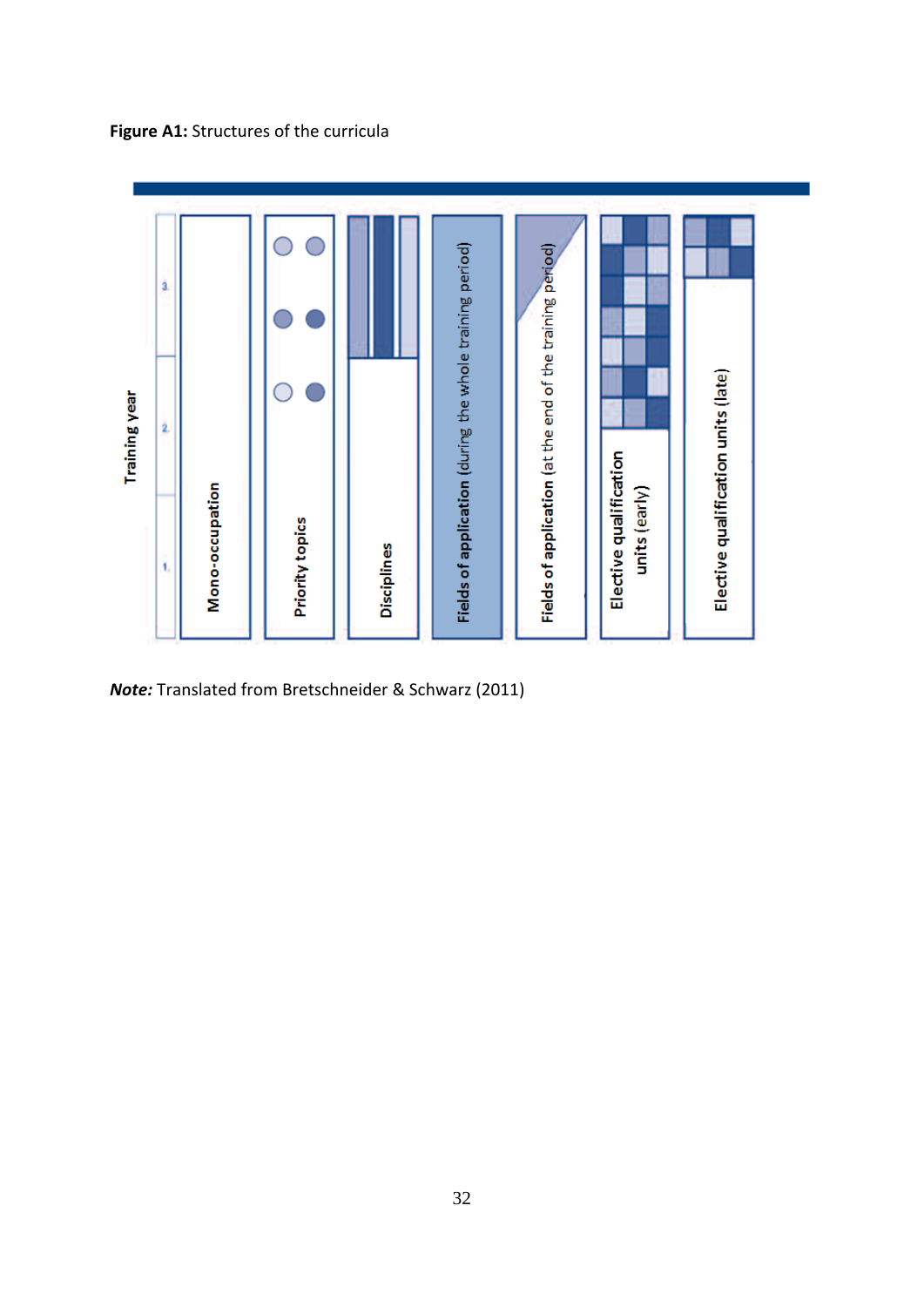**Figure A1:** Structures of the curricula

Training year

3.

2.

1.

Mono-occupation

Priority topics

Disciplines

Fields of application (during the whole training period)

Fields of application (at the end of the training period)

Elective qualification units (early)

Elective qualification units (late)

***Note:*** Translated from Bretschneider & Schwarz (2011)